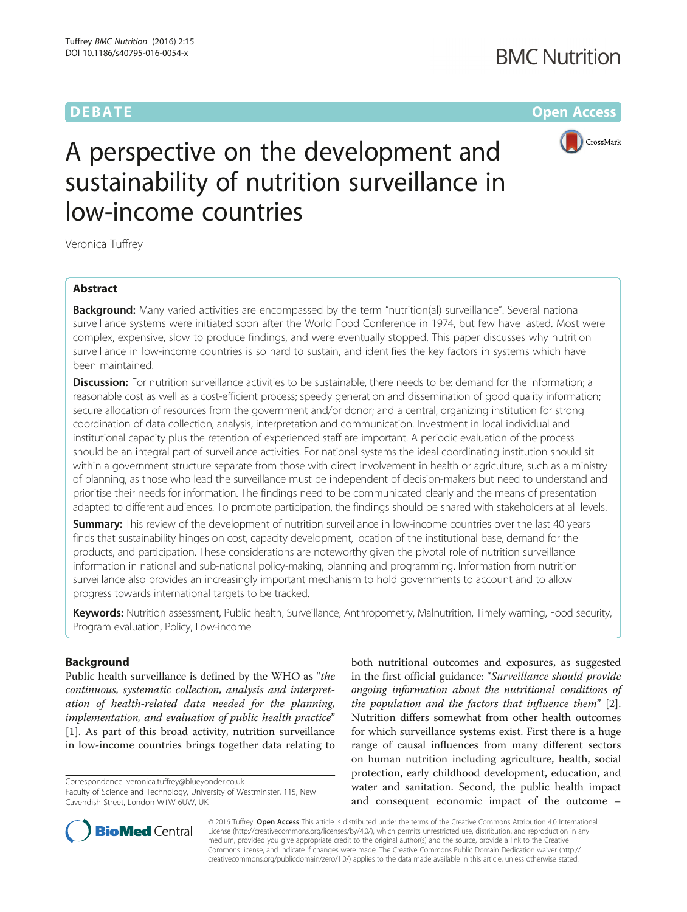**DEBATE** **Open Access**

# A perspective on the development and sustainability of nutrition surveillance in low-income countries

Veronica Tuffrey

## Abstract

**Background:** Many varied activities are encompassed by the term "nutrition(al) surveillance". Several national surveillance systems were initiated soon after the World Food Conference in 1974, but few have lasted. Most were complex, expensive, slow to produce findings, and were eventually stopped. This paper discusses why nutrition surveillance in low-income countries is so hard to sustain, and identifies the key factors in systems which have been maintained.

**Discussion:** For nutrition surveillance activities to be sustainable, there needs to be: demand for the information; a reasonable cost as well as a cost-efficient process; speedy generation and dissemination of good quality information; secure allocation of resources from the government and/or donor; and a central, organizing institution for strong coordination of data collection, analysis, interpretation and communication. Investment in local individual and institutional capacity plus the retention of experienced staff are important. A periodic evaluation of the process should be an integral part of surveillance activities. For national systems the ideal coordinating institution should sit within a government structure separate from those with direct involvement in health or agriculture, such as a ministry of planning, as those who lead the surveillance must be independent of decision-makers but need to understand and prioritise their needs for information. The findings need to be communicated clearly and the means of presentation adapted to different audiences. To promote participation, the findings should be shared with stakeholders at all levels.

**Summary:** This review of the development of nutrition surveillance in low-income countries over the last 40 years finds that sustainability hinges on cost, capacity development, location of the institutional base, demand for the products, and participation. These considerations are noteworthy given the pivotal role of nutrition surveillance information in national and sub-national policy-making, planning and programming. Information from nutrition surveillance also provides an increasingly important mechanism to hold governments to account and to allow progress towards international targets to be tracked.

**Keywords:** Nutrition assessment, Public health, Surveillance, Anthropometry, Malnutrition, Timely warning, Food security, Program evaluation, Policy, Low-income

## Background

Public health surveillance is defined by the WHO as "*the continuous, systematic collection, analysis and interpretation of health-related data needed for the planning, implementation, and evaluation of public health practice*" [1]. As part of this broad activity, nutrition surveillance in low-income countries brings together data relating to both nutritional outcomes and exposures, as suggested in the first official guidance: "*Surveillance should provide ongoing information about the nutritional conditions of the population and the factors that influence them*" [2]. Nutrition differs somewhat from other health outcomes for which surveillance systems exist. First there is a huge range of causal influences from many different sectors on human nutrition including agriculture, health, social protection, early childhood development, education, and water and sanitation. Second, the public health impact and consequent economic impact of the outcome –

Correspondence: veronica.tuffrey@blueyonder.co.uk
Faculty of Science and Technology, University of Westminster, 115, New Cavendish Street, London W1W 6UW, UK

© 2016 Tuffrey. **Open Access** This article is distributed under the terms of the Creative Commons Attribution 4.0 International License (http://creativecommons.org/licenses/by/4.0/), which permits unrestricted use, distribution, and reproduction in any medium, provided you give appropriate credit to the original author(s) and the source, provide a link to the Creative Commons license, and indicate if changes were made. The Creative Commons Public Domain Dedication waiver (http://creativecommons.org/publicdomain/zero/1.0/) applies to the data made available in this article, unless otherwise stated.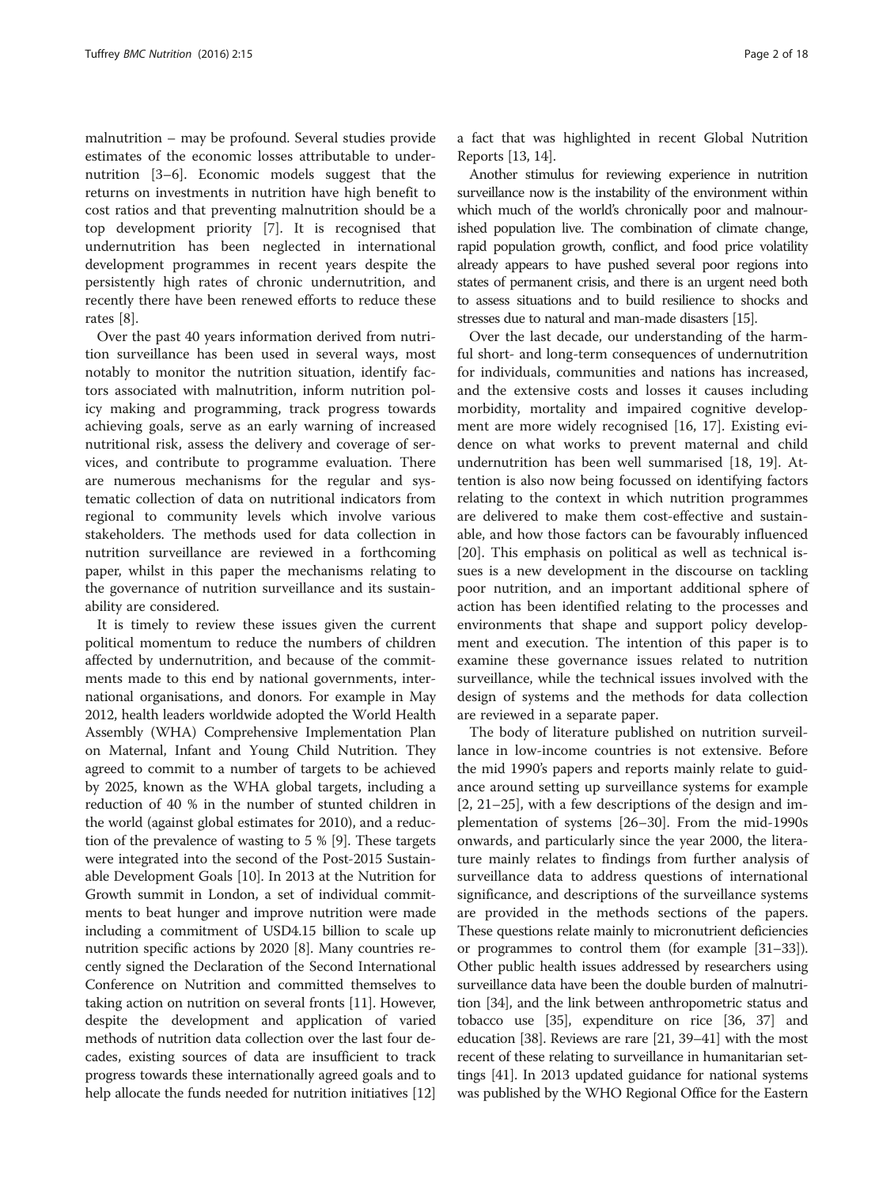malnutrition – may be profound. Several studies provide estimates of the economic losses attributable to undernutrition [3–6]. Economic models suggest that the returns on investments in nutrition have high benefit to cost ratios and that preventing malnutrition should be a top development priority [7]. It is recognised that undernutrition has been neglected in international development programmes in recent years despite the persistently high rates of chronic undernutrition, and recently there have been renewed efforts to reduce these rates [8].

Over the past 40 years information derived from nutrition surveillance has been used in several ways, most notably to monitor the nutrition situation, identify factors associated with malnutrition, inform nutrition policy making and programming, track progress towards achieving goals, serve as an early warning of increased nutritional risk, assess the delivery and coverage of services, and contribute to programme evaluation. There are numerous mechanisms for the regular and systematic collection of data on nutritional indicators from regional to community levels which involve various stakeholders. The methods used for data collection in nutrition surveillance are reviewed in a forthcoming paper, whilst in this paper the mechanisms relating to the governance of nutrition surveillance and its sustainability are considered.

It is timely to review these issues given the current political momentum to reduce the numbers of children affected by undernutrition, and because of the commitments made to this end by national governments, international organisations, and donors. For example in May 2012, health leaders worldwide adopted the World Health Assembly (WHA) Comprehensive Implementation Plan on Maternal, Infant and Young Child Nutrition. They agreed to commit to a number of targets to be achieved by 2025, known as the WHA global targets, including a reduction of 40 % in the number of stunted children in the world (against global estimates for 2010), and a reduction of the prevalence of wasting to 5 % [9]. These targets were integrated into the second of the Post-2015 Sustainable Development Goals [10]. In 2013 at the Nutrition for Growth summit in London, a set of individual commitments to beat hunger and improve nutrition were made including a commitment of USD4.15 billion to scale up nutrition specific actions by 2020 [8]. Many countries recently signed the Declaration of the Second International Conference on Nutrition and committed themselves to taking action on nutrition on several fronts [11]. However, despite the development and application of varied methods of nutrition data collection over the last four decades, existing sources of data are insufficient to track progress towards these internationally agreed goals and to help allocate the funds needed for nutrition initiatives [12] a fact that was highlighted in recent Global Nutrition Reports [13, 14].

Another stimulus for reviewing experience in nutrition surveillance now is the instability of the environment within which much of the world's chronically poor and malnourished population live. The combination of climate change, rapid population growth, conflict, and food price volatility already appears to have pushed several poor regions into states of permanent crisis, and there is an urgent need both to assess situations and to build resilience to shocks and stresses due to natural and man-made disasters [15].

Over the last decade, our understanding of the harmful short- and long-term consequences of undernutrition for individuals, communities and nations has increased, and the extensive costs and losses it causes including morbidity, mortality and impaired cognitive development are more widely recognised [16, 17]. Existing evidence on what works to prevent maternal and child undernutrition has been well summarised [18, 19]. Attention is also now being focussed on identifying factors relating to the context in which nutrition programmes are delivered to make them cost-effective and sustainable, and how those factors can be favourably influenced [20]. This emphasis on political as well as technical issues is a new development in the discourse on tackling poor nutrition, and an important additional sphere of action has been identified relating to the processes and environments that shape and support policy development and execution. The intention of this paper is to examine these governance issues related to nutrition surveillance, while the technical issues involved with the design of systems and the methods for data collection are reviewed in a separate paper.

The body of literature published on nutrition surveillance in low-income countries is not extensive. Before the mid 1990's papers and reports mainly relate to guidance around setting up surveillance systems for example [2, 21–25], with a few descriptions of the design and implementation of systems [26–30]. From the mid-1990s onwards, and particularly since the year 2000, the literature mainly relates to findings from further analysis of surveillance data to address questions of international significance, and descriptions of the surveillance systems are provided in the methods sections of the papers. These questions relate mainly to micronutrient deficiencies or programmes to control them (for example [31–33]). Other public health issues addressed by researchers using surveillance data have been the double burden of malnutrition [34], and the link between anthropometric status and tobacco use [35], expenditure on rice [36, 37] and education [38]. Reviews are rare [21, 39–41] with the most recent of these relating to surveillance in humanitarian settings [41]. In 2013 updated guidance for national systems was published by the WHO Regional Office for the Eastern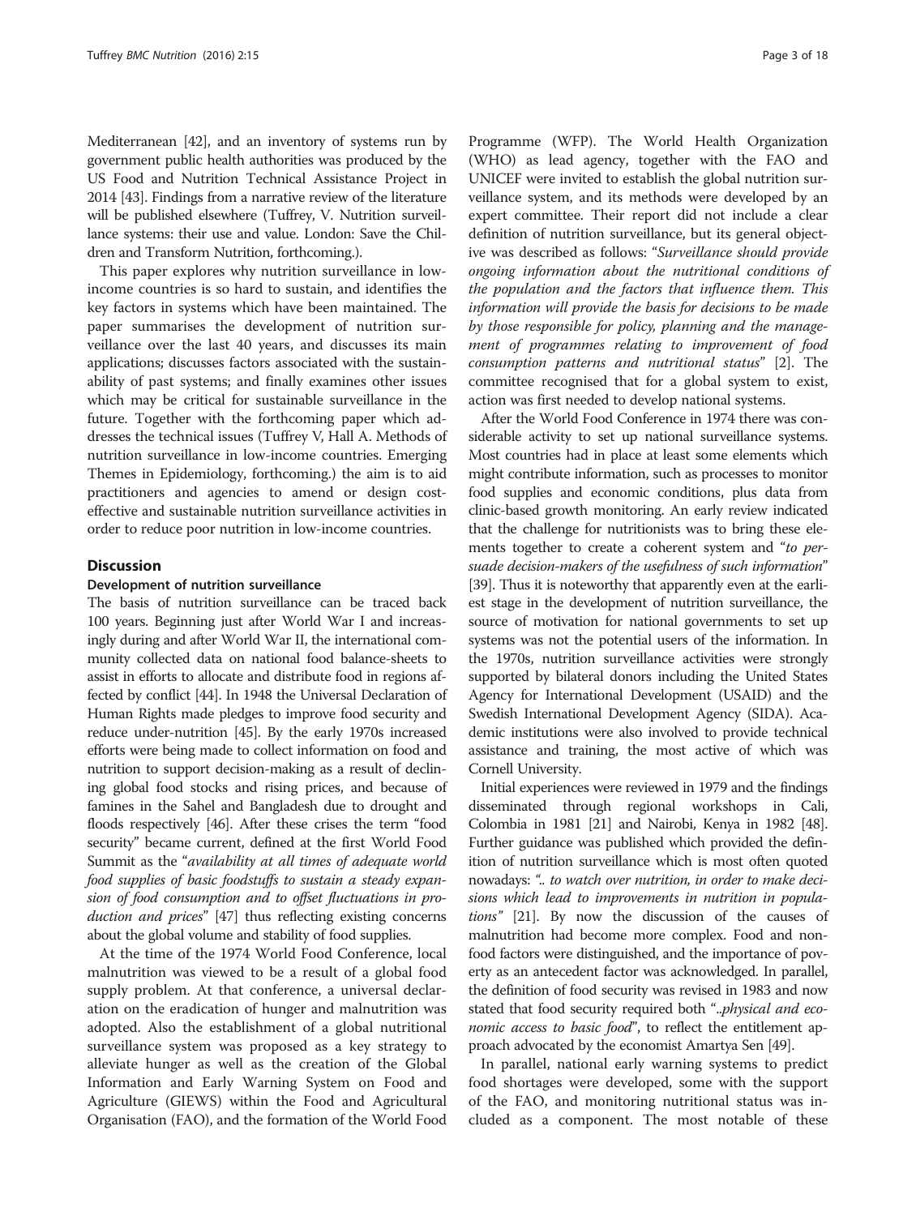Mediterranean [42], and an inventory of systems run by government public health authorities was produced by the US Food and Nutrition Technical Assistance Project in 2014 [43]. Findings from a narrative review of the literature will be published elsewhere (Tuffrey, V. Nutrition surveillance systems: their use and value. London: Save the Children and Transform Nutrition, forthcoming.).

This paper explores why nutrition surveillance in low-income countries is so hard to sustain, and identifies the key factors in systems which have been maintained. The paper summarises the development of nutrition surveillance over the last 40 years, and discusses its main applications; discusses factors associated with the sustainability of past systems; and finally examines other issues which may be critical for sustainable surveillance in the future. Together with the forthcoming paper which addresses the technical issues (Tuffrey V, Hall A. Methods of nutrition surveillance in low-income countries. Emerging Themes in Epidemiology, forthcoming.) the aim is to aid practitioners and agencies to amend or design cost-effective and sustainable nutrition surveillance activities in order to reduce poor nutrition in low-income countries.

## Discussion

### Development of nutrition surveillance

The basis of nutrition surveillance can be traced back 100 years. Beginning just after World War I and increasingly during and after World War II, the international community collected data on national food balance-sheets to assist in efforts to allocate and distribute food in regions affected by conflict [44]. In 1948 the Universal Declaration of Human Rights made pledges to improve food security and reduce under-nutrition [45]. By the early 1970s increased efforts were being made to collect information on food and nutrition to support decision-making as a result of declining global food stocks and rising prices, and because of famines in the Sahel and Bangladesh due to drought and floods respectively [46]. After these crises the term "food security" became current, defined at the first World Food Summit as the "*availability at all times of adequate world food supplies of basic foodstuffs to sustain a steady expansion of food consumption and to offset fluctuations in production and prices*" [47] thus reflecting existing concerns about the global volume and stability of food supplies.

At the time of the 1974 World Food Conference, local malnutrition was viewed to be a result of a global food supply problem. At that conference, a universal declaration on the eradication of hunger and malnutrition was adopted. Also the establishment of a global nutritional surveillance system was proposed as a key strategy to alleviate hunger as well as the creation of the Global Information and Early Warning System on Food and Agriculture (GIEWS) within the Food and Agricultural Organisation (FAO), and the formation of the World Food Programme (WFP). The World Health Organization (WHO) as lead agency, together with the FAO and UNICEF were invited to establish the global nutrition surveillance system, and its methods were developed by an expert committee. Their report did not include a clear definition of nutrition surveillance, but its general objective was described as follows: "*Surveillance should provide ongoing information about the nutritional conditions of the population and the factors that influence them. This information will provide the basis for decisions to be made by those responsible for policy, planning and the management of programmes relating to improvement of food consumption patterns and nutritional status*" [2]. The committee recognised that for a global system to exist, action was first needed to develop national systems.

After the World Food Conference in 1974 there was considerable activity to set up national surveillance systems. Most countries had in place at least some elements which might contribute information, such as processes to monitor food supplies and economic conditions, plus data from clinic-based growth monitoring. An early review indicated that the challenge for nutritionists was to bring these elements together to create a coherent system and "*to persuade decision-makers of the usefulness of such information*" [39]. Thus it is noteworthy that apparently even at the earliest stage in the development of nutrition surveillance, the source of motivation for national governments to set up systems was not the potential users of the information. In the 1970s, nutrition surveillance activities were strongly supported by bilateral donors including the United States Agency for International Development (USAID) and the Swedish International Development Agency (SIDA). Academic institutions were also involved to provide technical assistance and training, the most active of which was Cornell University.

Initial experiences were reviewed in 1979 and the findings disseminated through regional workshops in Cali, Colombia in 1981 [21] and Nairobi, Kenya in 1982 [48]. Further guidance was published which provided the definition of nutrition surveillance which is most often quoted nowadays: "*.. to watch over nutrition, in order to make decisions which lead to improvements in nutrition in populations*" [21]. By now the discussion of the causes of malnutrition had become more complex. Food and non-food factors were distinguished, and the importance of poverty as an antecedent factor was acknowledged. In parallel, the definition of food security was revised in 1983 and now stated that food security required both "*..physical and economic access to basic food*", to reflect the entitlement approach advocated by the economist Amartya Sen [49].

In parallel, national early warning systems to predict food shortages were developed, some with the support of the FAO, and monitoring nutritional status was included as a component. The most notable of these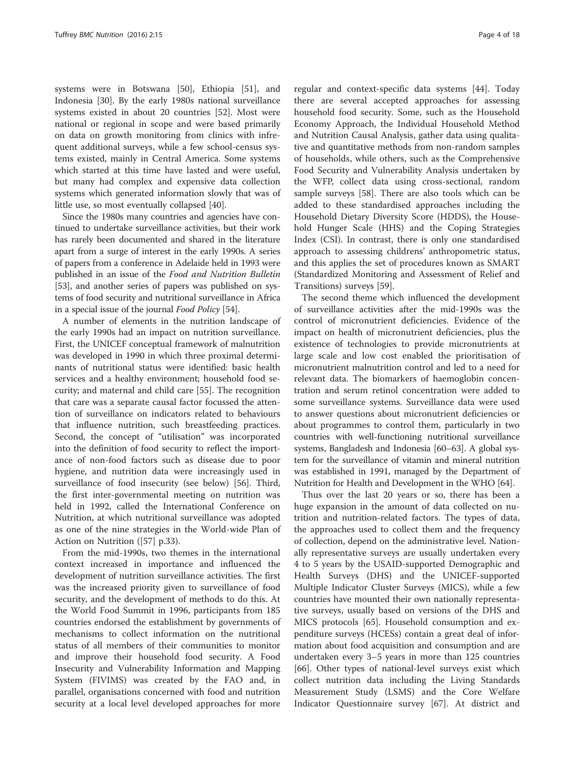systems were in Botswana [50], Ethiopia [51], and Indonesia [30]. By the early 1980s national surveillance systems existed in about 20 countries [52]. Most were national or regional in scope and were based primarily on data on growth monitoring from clinics with infrequent additional surveys, while a few school-census systems existed, mainly in Central America. Some systems which started at this time have lasted and were useful, but many had complex and expensive data collection systems which generated information slowly that was of little use, so most eventually collapsed [40].

Since the 1980s many countries and agencies have continued to undertake surveillance activities, but their work has rarely been documented and shared in the literature apart from a surge of interest in the early 1990s. A series of papers from a conference in Adelaide held in 1993 were published in an issue of the *Food and Nutrition Bulletin* [53], and another series of papers was published on systems of food security and nutritional surveillance in Africa in a special issue of the journal *Food Policy* [54].

A number of elements in the nutrition landscape of the early 1990s had an impact on nutrition surveillance. First, the UNICEF conceptual framework of malnutrition was developed in 1990 in which three proximal determinants of nutritional status were identified: basic health services and a healthy environment; household food security; and maternal and child care [55]. The recognition that care was a separate causal factor focussed the attention of surveillance on indicators related to behaviours that influence nutrition, such breastfeeding practices. Second, the concept of "utilisation" was incorporated into the definition of food security to reflect the importance of non-food factors such as disease due to poor hygiene, and nutrition data were increasingly used in surveillance of food insecurity (see below) [56]. Third, the first inter-governmental meeting on nutrition was held in 1992, called the International Conference on Nutrition, at which nutritional surveillance was adopted as one of the nine strategies in the World-wide Plan of Action on Nutrition ([57] p.33).

From the mid-1990s, two themes in the international context increased in importance and influenced the development of nutrition surveillance activities. The first was the increased priority given to surveillance of food security, and the development of methods to do this. At the World Food Summit in 1996, participants from 185 countries endorsed the establishment by governments of mechanisms to collect information on the nutritional status of all members of their communities to monitor and improve their household food security. A Food Insecurity and Vulnerability Information and Mapping System (FIVIMS) was created by the FAO and, in parallel, organisations concerned with food and nutrition security at a local level developed approaches for more regular and context-specific data systems [44]. Today there are several accepted approaches for assessing household food security. Some, such as the Household Economy Approach, the Individual Household Method and Nutrition Causal Analysis, gather data using qualitative and quantitative methods from non-random samples of households, while others, such as the Comprehensive Food Security and Vulnerability Analysis undertaken by the WFP, collect data using cross-sectional, random sample surveys [58]. There are also tools which can be added to these standardised approaches including the Household Dietary Diversity Score (HDDS), the Household Hunger Scale (HHS) and the Coping Strategies Index (CSI). In contrast, there is only one standardised approach to assessing childrens' anthropometric status, and this applies the set of procedures known as SMART (Standardized Monitoring and Assessment of Relief and Transitions) surveys [59].

The second theme which influenced the development of surveillance activities after the mid-1990s was the control of micronutrient deficiencies. Evidence of the impact on health of micronutrient deficiencies, plus the existence of technologies to provide micronutrients at large scale and low cost enabled the prioritisation of micronutrient malnutrition control and led to a need for relevant data. The biomarkers of haemoglobin concentration and serum retinol concentration were added to some surveillance systems. Surveillance data were used to answer questions about micronutrient deficiencies or about programmes to control them, particularly in two countries with well-functioning nutritional surveillance systems, Bangladesh and Indonesia [60–63]. A global system for the surveillance of vitamin and mineral nutrition was established in 1991, managed by the Department of Nutrition for Health and Development in the WHO [64].

Thus over the last 20 years or so, there has been a huge expansion in the amount of data collected on nutrition and nutrition-related factors. The types of data, the approaches used to collect them and the frequency of collection, depend on the administrative level. Nationally representative surveys are usually undertaken every 4 to 5 years by the USAID-supported Demographic and Health Surveys (DHS) and the UNICEF-supported Multiple Indicator Cluster Surveys (MICS), while a few countries have mounted their own nationally representative surveys, usually based on versions of the DHS and MICS protocols [65]. Household consumption and expenditure surveys (HCESs) contain a great deal of information about food acquisition and consumption and are undertaken every 3–5 years in more than 125 countries [66]. Other types of national-level surveys exist which collect nutrition data including the Living Standards Measurement Study (LSMS) and the Core Welfare Indicator Questionnaire survey [67]. At district and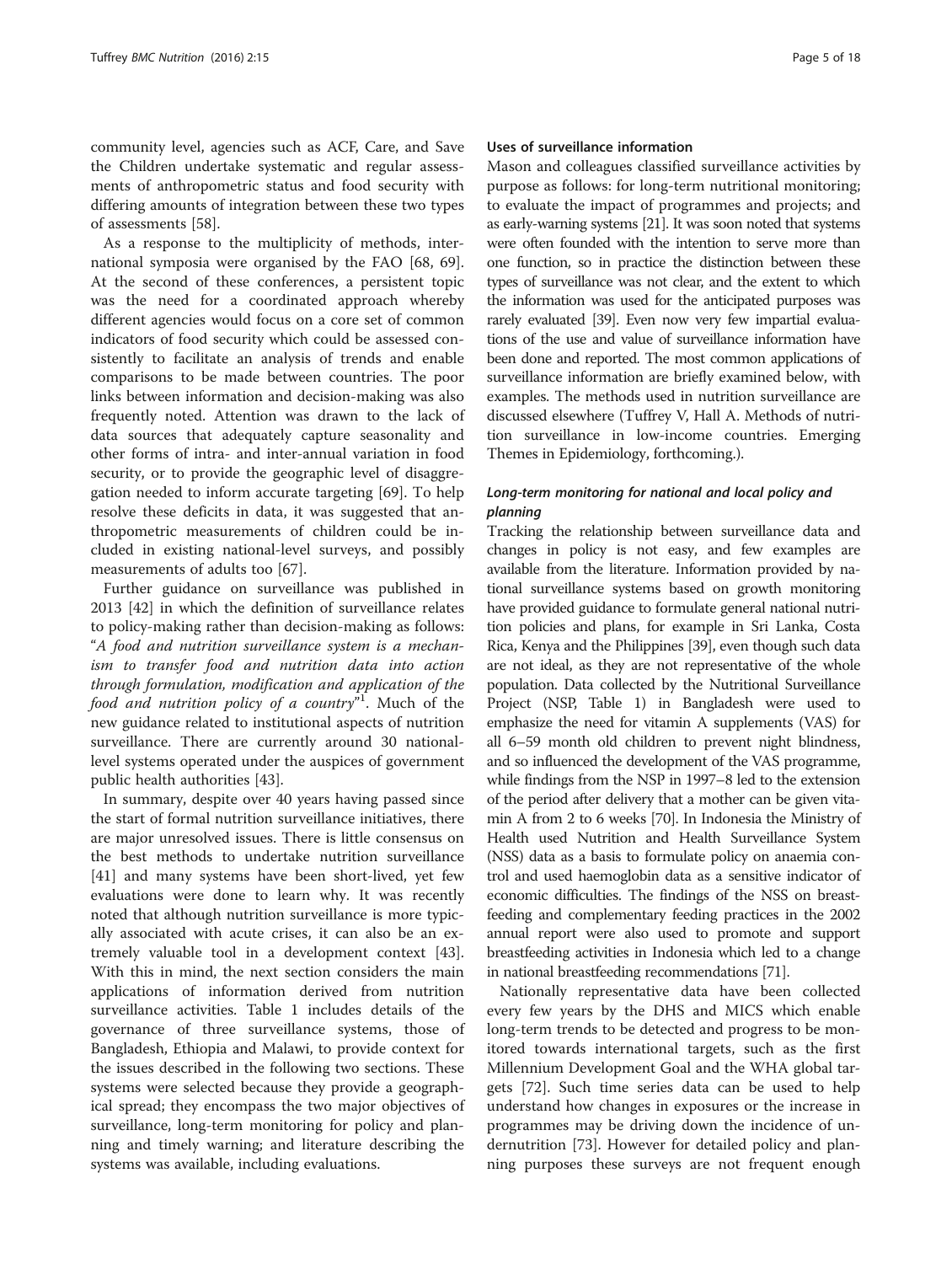community level, agencies such as ACF, Care, and Save the Children undertake systematic and regular assessments of anthropometric status and food security with differing amounts of integration between these two types of assessments [58].

As a response to the multiplicity of methods, international symposia were organised by the FAO [68, 69]. At the second of these conferences, a persistent topic was the need for a coordinated approach whereby different agencies would focus on a core set of common indicators of food security which could be assessed consistently to facilitate an analysis of trends and enable comparisons to be made between countries. The poor links between information and decision-making was also frequently noted. Attention was drawn to the lack of data sources that adequately capture seasonality and other forms of intra- and inter-annual variation in food security, or to provide the geographic level of disaggregation needed to inform accurate targeting [69]. To help resolve these deficits in data, it was suggested that anthropometric measurements of children could be included in existing national-level surveys, and possibly measurements of adults too [67].

Further guidance on surveillance was published in 2013 [42] in which the definition of surveillance relates to policy-making rather than decision-making as follows: "*A food and nutrition surveillance system is a mechanism to transfer food and nutrition data into action through formulation, modification and application of the food and nutrition policy of a country*"[1]. Much of the new guidance related to institutional aspects of nutrition surveillance. There are currently around 30 national-level systems operated under the auspices of government public health authorities [43].

In summary, despite over 40 years having passed since the start of formal nutrition surveillance initiatives, there are major unresolved issues. There is little consensus on the best methods to undertake nutrition surveillance [41] and many systems have been short-lived, yet few evaluations were done to learn why. It was recently noted that although nutrition surveillance is more typically associated with acute crises, it can also be an extremely valuable tool in a development context [43]. With this in mind, the next section considers the main applications of information derived from nutrition surveillance activities. Table 1 includes details of the governance of three surveillance systems, those of Bangladesh, Ethiopia and Malawi, to provide context for the issues described in the following two sections. These systems were selected because they provide a geographical spread; they encompass the two major objectives of surveillance, long-term monitoring for policy and planning and timely warning; and literature describing the systems was available, including evaluations.

### Uses of surveillance information

Mason and colleagues classified surveillance activities by purpose as follows: for long-term nutritional monitoring; to evaluate the impact of programmes and projects; and as early-warning systems [21]. It was soon noted that systems were often founded with the intention to serve more than one function, so in practice the distinction between these types of surveillance was not clear, and the extent to which the information was used for the anticipated purposes was rarely evaluated [39]. Even now very few impartial evaluations of the use and value of surveillance information have been done and reported. The most common applications of surveillance information are briefly examined below, with examples. The methods used in nutrition surveillance are discussed elsewhere (Tuffrey V, Hall A. Methods of nutrition surveillance in low-income countries. Emerging Themes in Epidemiology, forthcoming.).

#### *Long-term monitoring for national and local policy and planning*

Tracking the relationship between surveillance data and changes in policy is not easy, and few examples are available from the literature. Information provided by national surveillance systems based on growth monitoring have provided guidance to formulate general national nutrition policies and plans, for example in Sri Lanka, Costa Rica, Kenya and the Philippines [39], even though such data are not ideal, as they are not representative of the whole population. Data collected by the Nutritional Surveillance Project (NSP, Table 1) in Bangladesh were used to emphasize the need for vitamin A supplements (VAS) for all 6–59 month old children to prevent night blindness, and so influenced the development of the VAS programme, while findings from the NSP in 1997–8 led to the extension of the period after delivery that a mother can be given vitamin A from 2 to 6 weeks [70]. In Indonesia the Ministry of Health used Nutrition and Health Surveillance System (NSS) data as a basis to formulate policy on anaemia control and used haemoglobin data as a sensitive indicator of economic difficulties. The findings of the NSS on breastfeeding and complementary feeding practices in the 2002 annual report were also used to promote and support breastfeeding activities in Indonesia which led to a change in national breastfeeding recommendations [71].

Nationally representative data have been collected every few years by the DHS and MICS which enable long-term trends to be detected and progress to be monitored towards international targets, such as the first Millennium Development Goal and the WHA global targets [72]. Such time series data can be used to help understand how changes in exposures or the increase in programmes may be driving down the incidence of undernutrition [73]. However for detailed policy and planning purposes these surveys are not frequent enough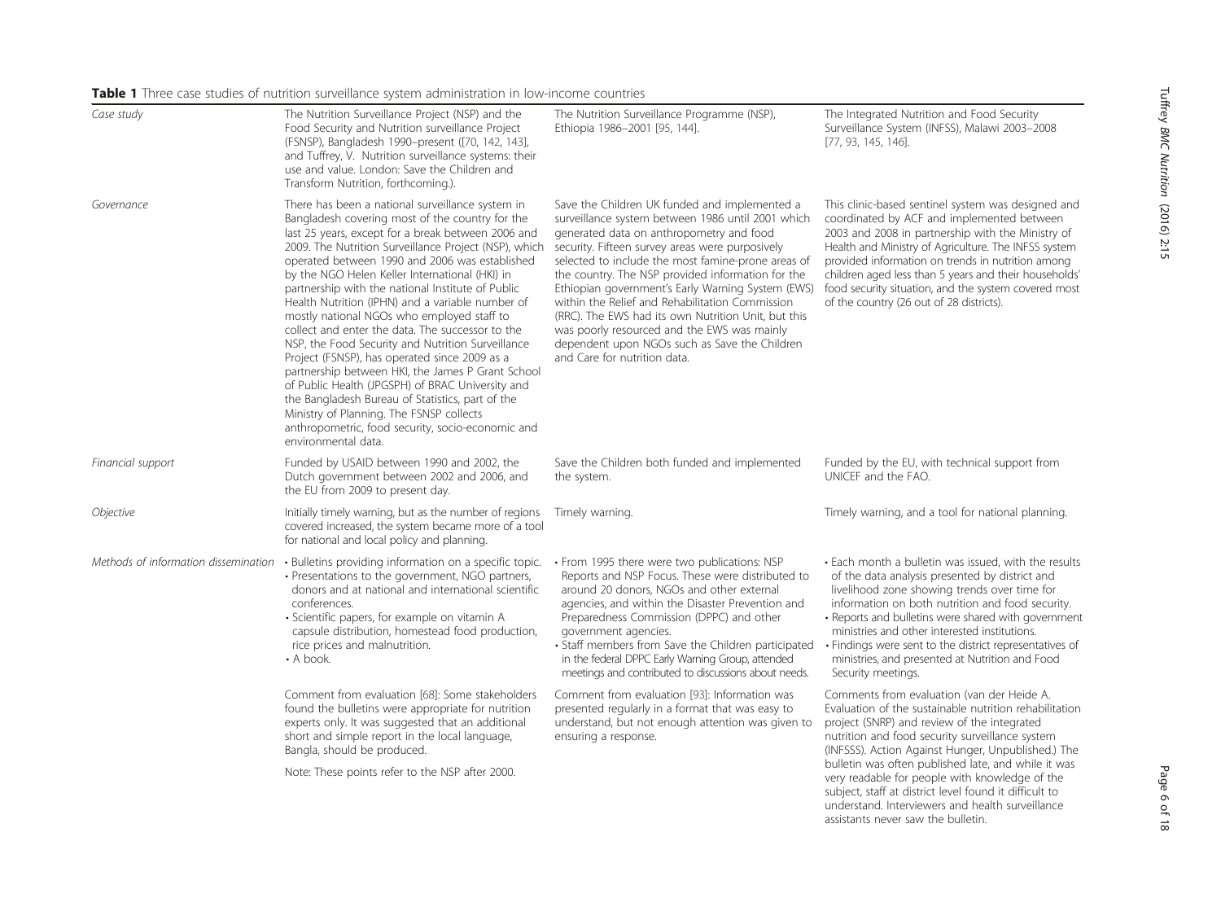**Table 1** Three case studies of nutrition surveillance system administration in low-income countries

| *Case study* | The Nutrition Surveillance Project (NSP) and the Food Security and Nutrition surveillance Project (FSNSP), Bangladesh 1990–present ([70, 142, 143], and Tuffrey, V. Nutrition surveillance systems: their use and value. London: Save the Children and Transform Nutrition, forthcoming.). | The Nutrition Surveillance Programme (NSP), Ethiopia 1986–2001 [95, 144]. | The Integrated Nutrition and Food Security Surveillance System (INFSS), Malawi 2003–2008 [77, 93, 145, 146]. |
| --- | --- | --- | --- |
| *Governance* | There has been a national surveillance system in Bangladesh covering most of the country for the last 25 years, except for a break between 2006 and 2009. The Nutrition Surveillance Project (NSP), which operated between 1990 and 2006 was established by the NGO Helen Keller International (HKI) in partnership with the national Institute of Public Health Nutrition (IPHN) and a variable number of mostly national NGOs who employed staff to collect and enter the data. The successor to the NSP, the Food Security and Nutrition Surveillance Project (FSNSP), has operated since 2009 as a partnership between HKI, the James P Grant School of Public Health (JPGSPH) of BRAC University and the Bangladesh Bureau of Statistics, part of the Ministry of Planning. The FSNSP collects anthropometric, food security, socio-economic and environmental data. | Save the Children UK funded and implemented a surveillance system between 1986 until 2001 which generated data on anthropometry and food security. Fifteen survey areas were purposively selected to include the most famine-prone areas of the country. The NSP provided information for the Ethiopian government's Early Warning System (EWS) within the Relief and Rehabilitation Commission (RRC). The EWS had its own Nutrition Unit, but this was poorly resourced and the EWS was mainly dependent upon NGOs such as Save the Children and Care for nutrition data. | This clinic-based sentinel system was designed and coordinated by ACF and implemented between 2003 and 2008 in partnership with the Ministry of Health and Ministry of Agriculture. The INFSS system provided information on trends in nutrition among children aged less than 5 years and their households' food security situation, and the system covered most of the country (26 out of 28 districts). |
| *Financial support* | Funded by USAID between 1990 and 2002, the Dutch government between 2002 and 2006, and the EU from 2009 to present day. | Save the Children both funded and implemented the system. | Funded by the EU, with technical support from UNICEF and the FAO. |
| *Objective* | Initially timely warning, but as the number of regions covered increased, the system became more of a tool for national and local policy and planning. | Timely warning. | Timely warning, and a tool for national planning. |
| *Methods of information dissemination* | • Bulletins providing information on a specific topic.<br>• Presentations to the government, NGO partners, donors and at national and international scientific conferences.<br>• Scientific papers, for example on vitamin A capsule distribution, homestead food production, rice prices and malnutrition.<br>• A book. | • From 1995 there were two publications: NSP Reports and NSP Focus. These were distributed to around 20 donors, NGOs and other external agencies, and within the Disaster Prevention and Preparedness Commission (DPPC) and other government agencies.<br>• Staff members from Save the Children participated in the federal DPPC Early Warning Group, attended meetings and contributed to discussions about needs. | • Each month a bulletin was issued, with the results of the data analysis presented by district and livelihood zone showing trends over time for information on both nutrition and food security.<br>• Reports and bulletins were shared with government ministries and other interested institutions.<br>• Findings were sent to the district representatives of ministries, and presented at Nutrition and Food Security meetings. |
| | Comment from evaluation [68]: Some stakeholders found the bulletins were appropriate for nutrition experts only. It was suggested that an additional short and simple report in the local language, Bangla, should be produced.<br><br>Note: These points refer to the NSP after 2000. | Comment from evaluation [93]: Information was presented regularly in a format that was easy to understand, but not enough attention was given to ensuring a response. | Comments from evaluation (van der Heide A. Evaluation of the sustainable nutrition rehabilitation project (SNRP) and review of the integrated nutrition and food security surveillance system (INFSSS). Action Against Hunger, Unpublished.) The bulletin was often published late, and while it was very readable for people with knowledge of the subject, staff at district level found it difficult to understand. Interviewers and health surveillance assistants never saw the bulletin. |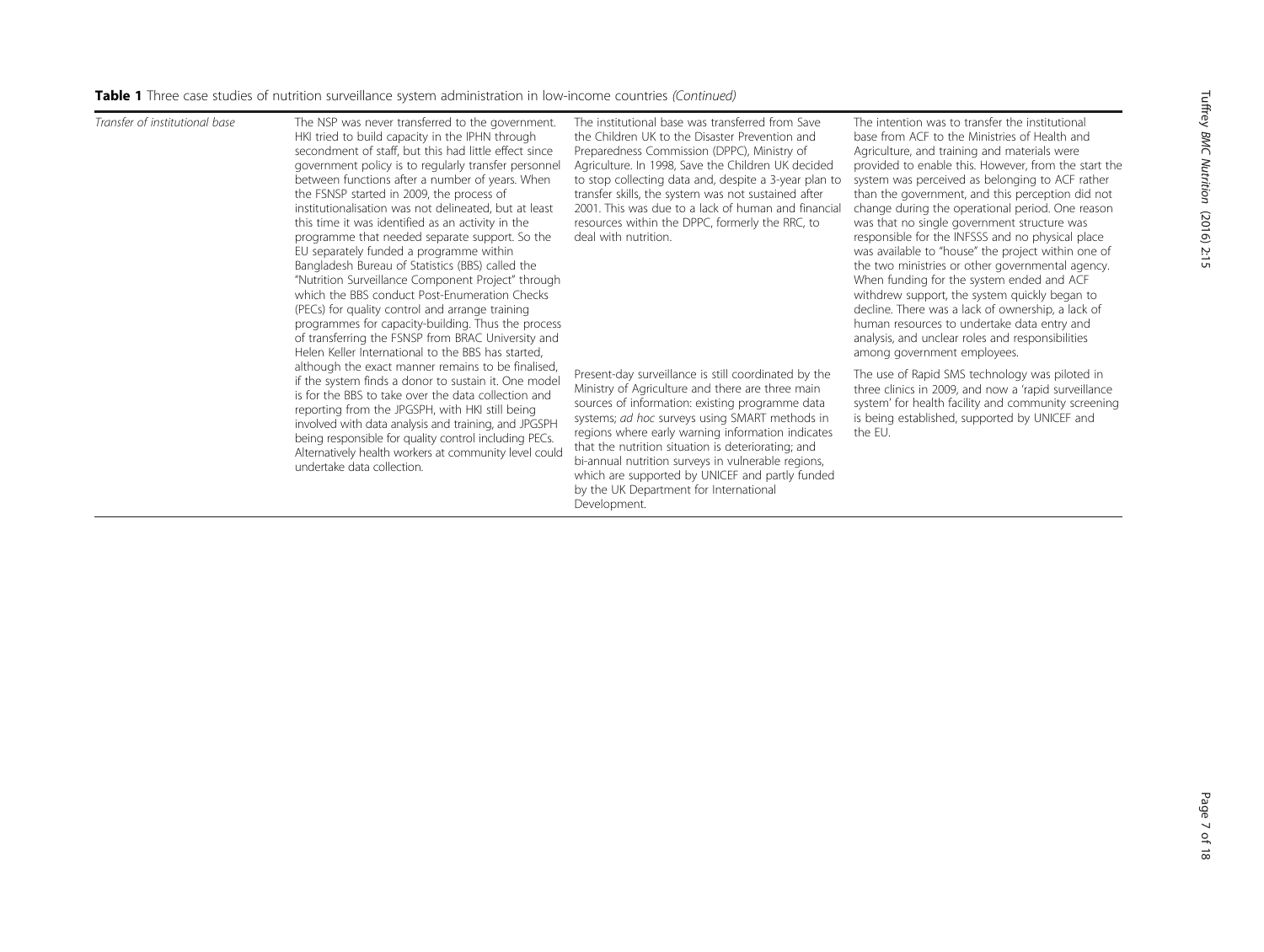**Table 1** Three case studies of nutrition surveillance system administration in low-income countries *(Continued)*

| | | | |
|---|---|---|---|
| *Transfer of institutional base* | The NSP was never transferred to the government. HKI tried to build capacity in the IPHN through secondment of staff, but this had little effect since government policy is to regularly transfer personnel between functions after a number of years. When the FSNSP started in 2009, the process of institutionalisation was not delineated, but at least this time it was identified as an activity in the programme that needed separate support. So the EU separately funded a programme within Bangladesh Bureau of Statistics (BBS) called the "Nutrition Surveillance Component Project" through which the BBS conduct Post-Enumeration Checks (PECs) for quality control and arrange training programmes for capacity-building. Thus the process of transferring the FSNSP from BRAC University and Helen Keller International to the BBS has started, although the exact manner remains to be finalised, if the system finds a donor to sustain it. One model is for the BBS to take over the data collection and reporting from the JPGSPH, with HKI still being involved with data analysis and training, and JPGSPH being responsible for quality control including PECs. Alternatively health workers at community level could undertake data collection. | The institutional base was transferred from Save the Children UK to the Disaster Prevention and Preparedness Commission (DPPC), Ministry of Agriculture. In 1998, Save the Children UK decided to stop collecting data and, despite a 3-year plan to transfer skills, the system was not sustained after 2001. This was due to a lack of human and financial resources within the DPPC, formerly the RRC, to deal with nutrition.<br><br>Present-day surveillance is still coordinated by the Ministry of Agriculture and there are three main sources of information: existing programme data systems; *ad hoc* surveys using SMART methods in regions where early warning information indicates that the nutrition situation is deteriorating; and bi-annual nutrition surveys in vulnerable regions, which are supported by UNICEF and partly funded by the UK Department for International Development. | The intention was to transfer the institutional base from ACF to the Ministries of Health and Agriculture, and training and materials were provided to enable this. However, from the start the system was perceived as belonging to ACF rather than the government, and this perception did not change during the operational period. One reason was that no single government structure was responsible for the INFSSS and no physical place was available to "house" the project within one of the two ministries or other governmental agency. When funding for the system ended and ACF withdrew support, the system quickly began to decline. There was a lack of ownership, a lack of human resources to undertake data entry and analysis, and unclear roles and responsibilities among government employees.<br><br>The use of Rapid SMS technology was piloted in three clinics in 2009, and now a 'rapid surveillance system' for health facility and community screening is being established, supported by UNICEF and the EU. |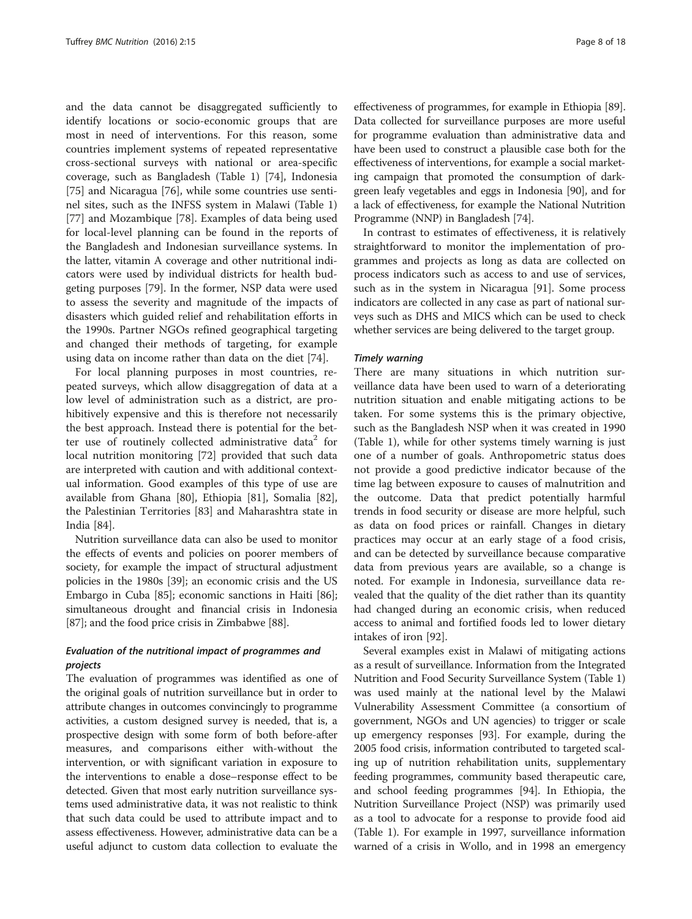and the data cannot be disaggregated sufficiently to identify locations or socio-economic groups that are most in need of interventions. For this reason, some countries implement systems of repeated representative cross-sectional surveys with national or area-specific coverage, such as Bangladesh (Table 1) [74], Indonesia [75] and Nicaragua [76], while some countries use sentinel sites, such as the INFSS system in Malawi (Table 1) [77] and Mozambique [78]. Examples of data being used for local-level planning can be found in the reports of the Bangladesh and Indonesian surveillance systems. In the latter, vitamin A coverage and other nutritional indicators were used by individual districts for health budgeting purposes [79]. In the former, NSP data were used to assess the severity and magnitude of the impacts of disasters which guided relief and rehabilitation efforts in the 1990s. Partner NGOs refined geographical targeting and changed their methods of targeting, for example using data on income rather than data on the diet [74].

For local planning purposes in most countries, repeated surveys, which allow disaggregation of data at a low level of administration such as a district, are prohibitively expensive and this is therefore not necessarily the best approach. Instead there is potential for the better use of routinely collected administrative data[2] for local nutrition monitoring [72] provided that such data are interpreted with caution and with additional contextual information. Good examples of this type of use are available from Ghana [80], Ethiopia [81], Somalia [82], the Palestinian Territories [83] and Maharashtra state in India [84].

Nutrition surveillance data can also be used to monitor the effects of events and policies on poorer members of society, for example the impact of structural adjustment policies in the 1980s [39]; an economic crisis and the US Embargo in Cuba [85]; economic sanctions in Haiti [86]; simultaneous drought and financial crisis in Indonesia [87]; and the food price crisis in Zimbabwe [88].

### *Evaluation of the nutritional impact of programmes and projects*

The evaluation of programmes was identified as one of the original goals of nutrition surveillance but in order to attribute changes in outcomes convincingly to programme activities, a custom designed survey is needed, that is, a prospective design with some form of both before-after measures, and comparisons either with-without the intervention, or with significant variation in exposure to the interventions to enable a dose–response effect to be detected. Given that most early nutrition surveillance systems used administrative data, it was not realistic to think that such data could be used to attribute impact and to assess effectiveness. However, administrative data can be a useful adjunct to custom data collection to evaluate the effectiveness of programmes, for example in Ethiopia [89]. Data collected for surveillance purposes are more useful for programme evaluation than administrative data and have been used to construct a plausible case both for the effectiveness of interventions, for example a social marketing campaign that promoted the consumption of dark-green leafy vegetables and eggs in Indonesia [90], and for a lack of effectiveness, for example the National Nutrition Programme (NNP) in Bangladesh [74].

In contrast to estimates of effectiveness, it is relatively straightforward to monitor the implementation of programmes and projects as long as data are collected on process indicators such as access to and use of services, such as in the system in Nicaragua [91]. Some process indicators are collected in any case as part of national surveys such as DHS and MICS which can be used to check whether services are being delivered to the target group.

### *Timely warning*

There are many situations in which nutrition surveillance data have been used to warn of a deteriorating nutrition situation and enable mitigating actions to be taken. For some systems this is the primary objective, such as the Bangladesh NSP when it was created in 1990 (Table 1), while for other systems timely warning is just one of a number of goals. Anthropometric status does not provide a good predictive indicator because of the time lag between exposure to causes of malnutrition and the outcome. Data that predict potentially harmful trends in food security or disease are more helpful, such as data on food prices or rainfall. Changes in dietary practices may occur at an early stage of a food crisis, and can be detected by surveillance because comparative data from previous years are available, so a change is noted. For example in Indonesia, surveillance data revealed that the quality of the diet rather than its quantity had changed during an economic crisis, when reduced access to animal and fortified foods led to lower dietary intakes of iron [92].

Several examples exist in Malawi of mitigating actions as a result of surveillance. Information from the Integrated Nutrition and Food Security Surveillance System (Table 1) was used mainly at the national level by the Malawi Vulnerability Assessment Committee (a consortium of government, NGOs and UN agencies) to trigger or scale up emergency responses [93]. For example, during the 2005 food crisis, information contributed to targeted scaling up of nutrition rehabilitation units, supplementary feeding programmes, community based therapeutic care, and school feeding programmes [94]. In Ethiopia, the Nutrition Surveillance Project (NSP) was primarily used as a tool to advocate for a response to provide food aid (Table 1). For example in 1997, surveillance information warned of a crisis in Wollo, and in 1998 an emergency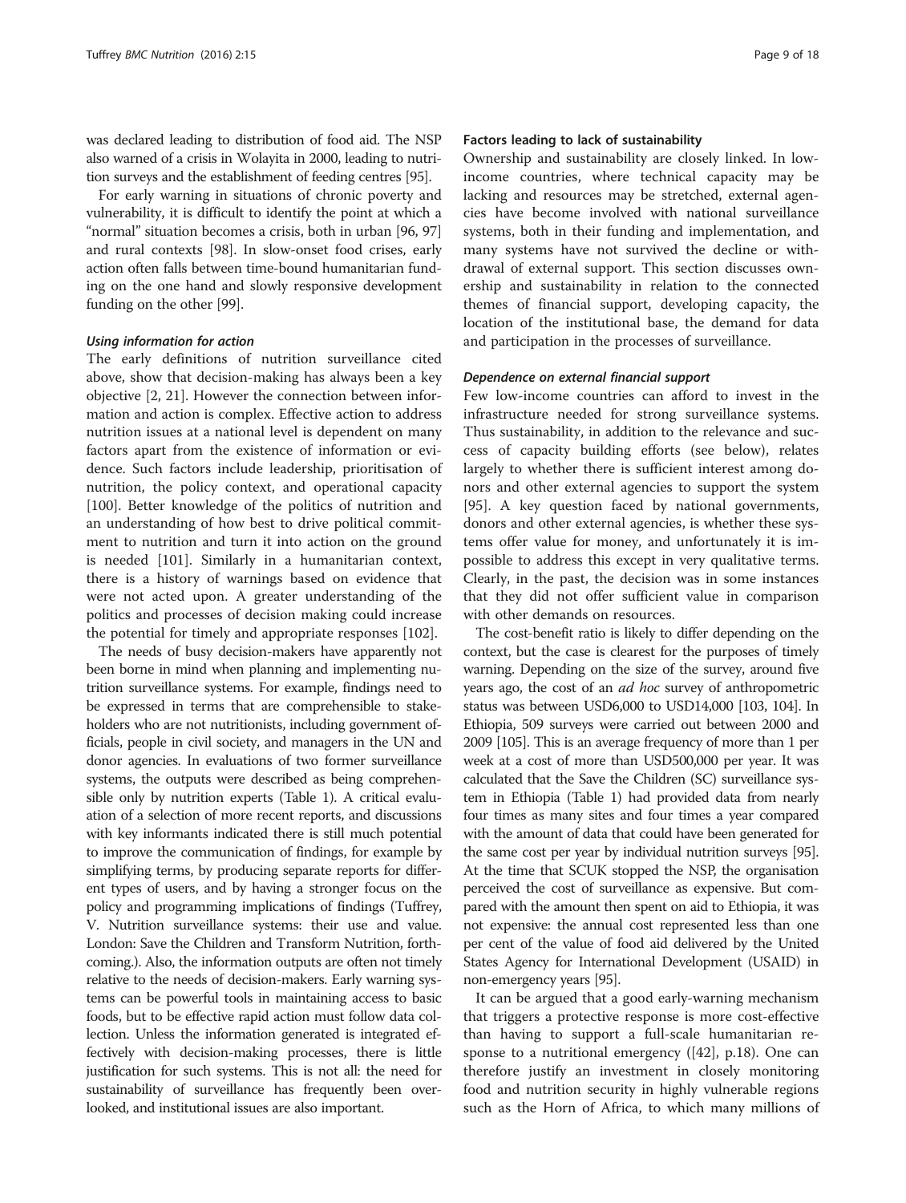was declared leading to distribution of food aid. The NSP also warned of a crisis in Wolayita in 2000, leading to nutrition surveys and the establishment of feeding centres [95].

For early warning in situations of chronic poverty and vulnerability, it is difficult to identify the point at which a "normal" situation becomes a crisis, both in urban [96, 97] and rural contexts [98]. In slow-onset food crises, early action often falls between time-bound humanitarian funding on the one hand and slowly responsive development funding on the other [99].

#### *Using information for action*

The early definitions of nutrition surveillance cited above, show that decision-making has always been a key objective [2, 21]. However the connection between information and action is complex. Effective action to address nutrition issues at a national level is dependent on many factors apart from the existence of information or evidence. Such factors include leadership, prioritisation of nutrition, the policy context, and operational capacity [100]. Better knowledge of the politics of nutrition and an understanding of how best to drive political commitment to nutrition and turn it into action on the ground is needed [101]. Similarly in a humanitarian context, there is a history of warnings based on evidence that were not acted upon. A greater understanding of the politics and processes of decision making could increase the potential for timely and appropriate responses [102].

The needs of busy decision-makers have apparently not been borne in mind when planning and implementing nutrition surveillance systems. For example, findings need to be expressed in terms that are comprehensible to stakeholders who are not nutritionists, including government officials, people in civil society, and managers in the UN and donor agencies. In evaluations of two former surveillance systems, the outputs were described as being comprehensible only by nutrition experts (Table 1). A critical evaluation of a selection of more recent reports, and discussions with key informants indicated there is still much potential to improve the communication of findings, for example by simplifying terms, by producing separate reports for different types of users, and by having a stronger focus on the policy and programming implications of findings (Tuffrey, V. Nutrition surveillance systems: their use and value. London: Save the Children and Transform Nutrition, forthcoming.). Also, the information outputs are often not timely relative to the needs of decision-makers. Early warning systems can be powerful tools in maintaining access to basic foods, but to be effective rapid action must follow data collection. Unless the information generated is integrated effectively with decision-making processes, there is little justification for such systems. This is not all: the need for sustainability of surveillance has frequently been overlooked, and institutional issues are also important.

### Factors leading to lack of sustainability

Ownership and sustainability are closely linked. In low-income countries, where technical capacity may be lacking and resources may be stretched, external agencies have become involved with national surveillance systems, both in their funding and implementation, and many systems have not survived the decline or withdrawal of external support. This section discusses ownership and sustainability in relation to the connected themes of financial support, developing capacity, the location of the institutional base, the demand for data and participation in the processes of surveillance.

#### *Dependence on external financial support*

Few low-income countries can afford to invest in the infrastructure needed for strong surveillance systems. Thus sustainability, in addition to the relevance and success of capacity building efforts (see below), relates largely to whether there is sufficient interest among donors and other external agencies to support the system [95]. A key question faced by national governments, donors and other external agencies, is whether these systems offer value for money, and unfortunately it is impossible to address this except in very qualitative terms. Clearly, in the past, the decision was in some instances that they did not offer sufficient value in comparison with other demands on resources.

The cost-benefit ratio is likely to differ depending on the context, but the case is clearest for the purposes of timely warning. Depending on the size of the survey, around five years ago, the cost of an *ad hoc* survey of anthropometric status was between USD6,000 to USD14,000 [103, 104]. In Ethiopia, 509 surveys were carried out between 2000 and 2009 [105]. This is an average frequency of more than 1 per week at a cost of more than USD500,000 per year. It was calculated that the Save the Children (SC) surveillance system in Ethiopia (Table 1) had provided data from nearly four times as many sites and four times a year compared with the amount of data that could have been generated for the same cost per year by individual nutrition surveys [95]. At the time that SCUK stopped the NSP, the organisation perceived the cost of surveillance as expensive. But compared with the amount then spent on aid to Ethiopia, it was not expensive: the annual cost represented less than one per cent of the value of food aid delivered by the United States Agency for International Development (USAID) in non-emergency years [95].

It can be argued that a good early-warning mechanism that triggers a protective response is more cost-effective than having to support a full-scale humanitarian response to a nutritional emergency ([42], p.18). One can therefore justify an investment in closely monitoring food and nutrition security in highly vulnerable regions such as the Horn of Africa, to which many millions of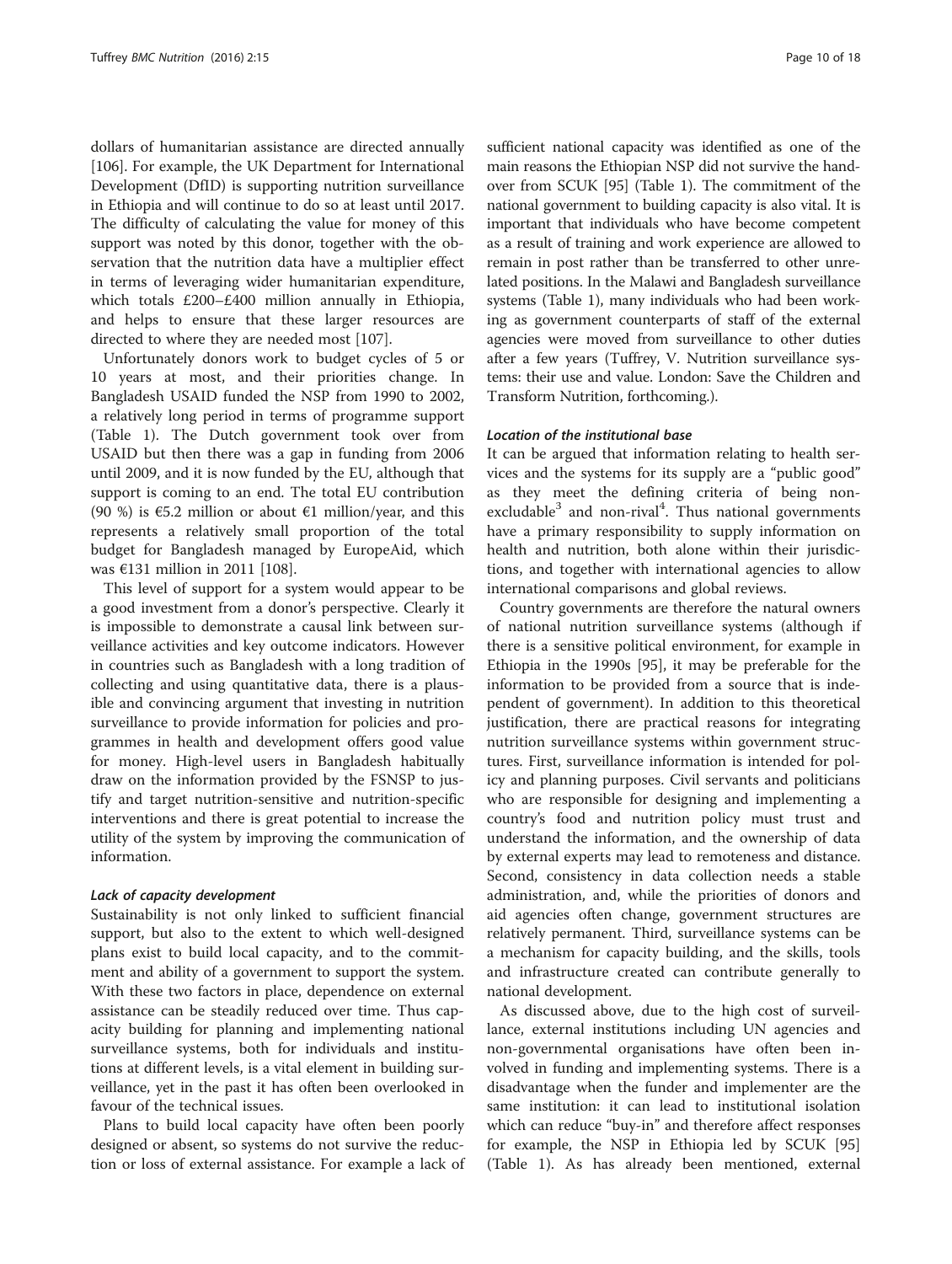dollars of humanitarian assistance are directed annually [106]. For example, the UK Department for International Development (DfID) is supporting nutrition surveillance in Ethiopia and will continue to do so at least until 2017. The difficulty of calculating the value for money of this support was noted by this donor, together with the observation that the nutrition data have a multiplier effect in terms of leveraging wider humanitarian expenditure, which totals £200–£400 million annually in Ethiopia, and helps to ensure that these larger resources are directed to where they are needed most [107].

Unfortunately donors work to budget cycles of 5 or 10 years at most, and their priorities change. In Bangladesh USAID funded the NSP from 1990 to 2002, a relatively long period in terms of programme support (Table 1). The Dutch government took over from USAID but then there was a gap in funding from 2006 until 2009, and it is now funded by the EU, although that support is coming to an end. The total EU contribution (90 %) is €5.2 million or about €1 million/year, and this represents a relatively small proportion of the total budget for Bangladesh managed by EuropeAid, which was €131 million in 2011 [108].

This level of support for a system would appear to be a good investment from a donor's perspective. Clearly it is impossible to demonstrate a causal link between surveillance activities and key outcome indicators. However in countries such as Bangladesh with a long tradition of collecting and using quantitative data, there is a plausible and convincing argument that investing in nutrition surveillance to provide information for policies and programmes in health and development offers good value for money. High-level users in Bangladesh habitually draw on the information provided by the FSNSP to justify and target nutrition-sensitive and nutrition-specific interventions and there is great potential to increase the utility of the system by improving the communication of information.

#### *Lack of capacity development*

Sustainability is not only linked to sufficient financial support, but also to the extent to which well-designed plans exist to build local capacity, and to the commitment and ability of a government to support the system. With these two factors in place, dependence on external assistance can be steadily reduced over time. Thus capacity building for planning and implementing national surveillance systems, both for individuals and institutions at different levels, is a vital element in building surveillance, yet in the past it has often been overlooked in favour of the technical issues.

Plans to build local capacity have often been poorly designed or absent, so systems do not survive the reduction or loss of external assistance. For example a lack of sufficient national capacity was identified as one of the main reasons the Ethiopian NSP did not survive the handover from SCUK [95] (Table 1). The commitment of the national government to building capacity is also vital. It is important that individuals who have become competent as a result of training and work experience are allowed to remain in post rather than be transferred to other unrelated positions. In the Malawi and Bangladesh surveillance systems (Table 1), many individuals who had been working as government counterparts of staff of the external agencies were moved from surveillance to other duties after a few years (Tuffrey, V. Nutrition surveillance systems: their use and value. London: Save the Children and Transform Nutrition, forthcoming.).

#### *Location of the institutional base*

It can be argued that information relating to health services and the systems for its supply are a "public good" as they meet the defining criteria of being non-excludable[3] and non-rival[4]. Thus national governments have a primary responsibility to supply information on health and nutrition, both alone within their jurisdictions, and together with international agencies to allow international comparisons and global reviews.

Country governments are therefore the natural owners of national nutrition surveillance systems (although if there is a sensitive political environment, for example in Ethiopia in the 1990s [95], it may be preferable for the information to be provided from a source that is independent of government). In addition to this theoretical justification, there are practical reasons for integrating nutrition surveillance systems within government structures. First, surveillance information is intended for policy and planning purposes. Civil servants and politicians who are responsible for designing and implementing a country's food and nutrition policy must trust and understand the information, and the ownership of data by external experts may lead to remoteness and distance. Second, consistency in data collection needs a stable administration, and, while the priorities of donors and aid agencies often change, government structures are relatively permanent. Third, surveillance systems can be a mechanism for capacity building, and the skills, tools and infrastructure created can contribute generally to national development.

As discussed above, due to the high cost of surveillance, external institutions including UN agencies and non-governmental organisations have often been involved in funding and implementing systems. There is a disadvantage when the funder and implementer are the same institution: it can lead to institutional isolation which can reduce "buy-in" and therefore affect responses for example, the NSP in Ethiopia led by SCUK [95] (Table 1). As has already been mentioned, external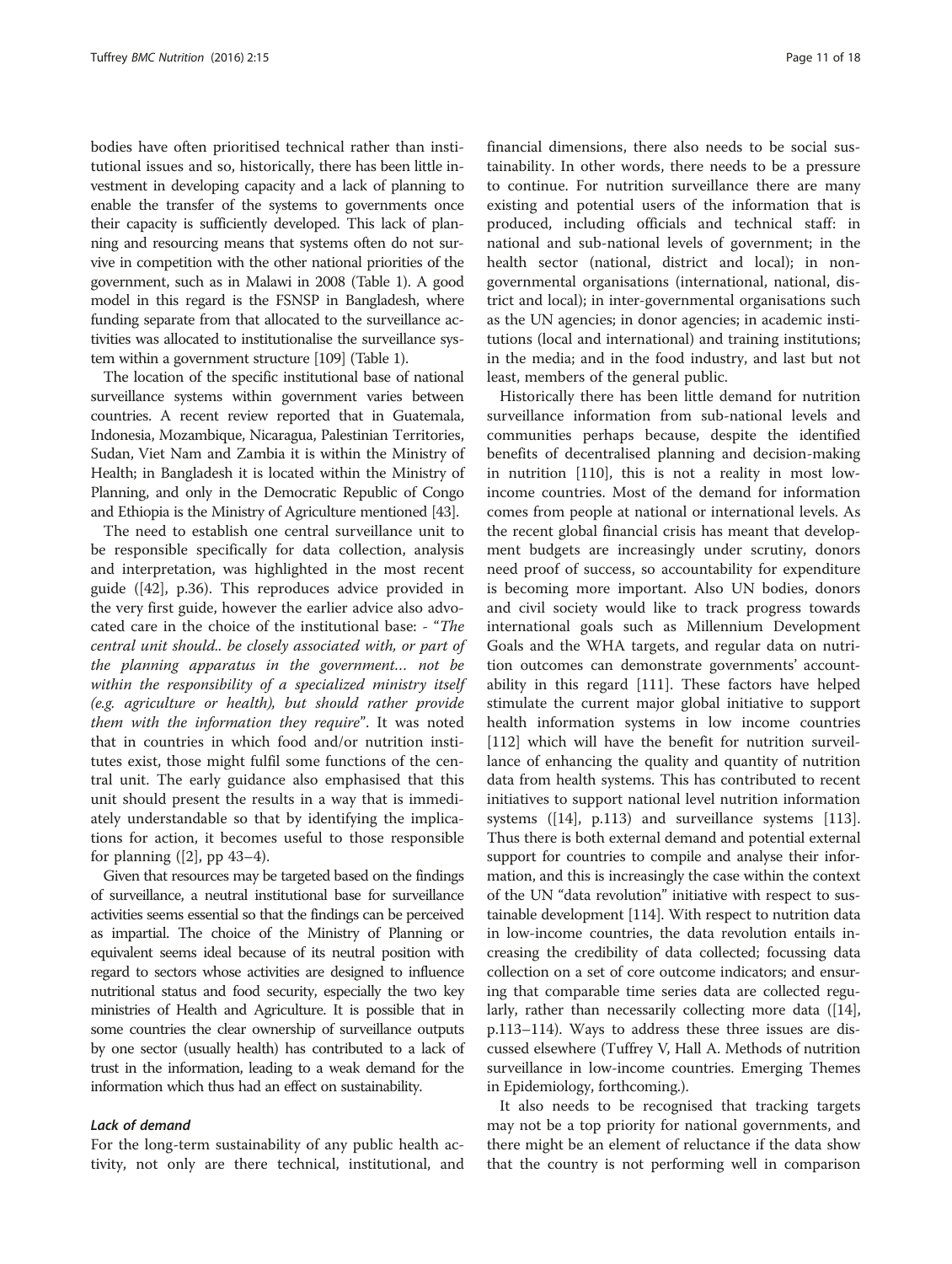bodies have often prioritised technical rather than institutional issues and so, historically, there has been little investment in developing capacity and a lack of planning to enable the transfer of the systems to governments once their capacity is sufficiently developed. This lack of planning and resourcing means that systems often do not survive in competition with the other national priorities of the government, such as in Malawi in 2008 (Table 1). A good model in this regard is the FSNSP in Bangladesh, where funding separate from that allocated to the surveillance activities was allocated to institutionalise the surveillance system within a government structure [109] (Table 1).

The location of the specific institutional base of national surveillance systems within government varies between countries. A recent review reported that in Guatemala, Indonesia, Mozambique, Nicaragua, Palestinian Territories, Sudan, Viet Nam and Zambia it is within the Ministry of Health; in Bangladesh it is located within the Ministry of Planning, and only in the Democratic Republic of Congo and Ethiopia is the Ministry of Agriculture mentioned [43].

The need to establish one central surveillance unit to be responsible specifically for data collection, analysis and interpretation, was highlighted in the most recent guide ([42], p.36). This reproduces advice provided in the very first guide, however the earlier advice also advocated care in the choice of the institutional base: - "*The central unit should.. be closely associated with, or part of the planning apparatus in the government… not be within the responsibility of a specialized ministry itself (e.g. agriculture or health), but should rather provide them with the information they require*". It was noted that in countries in which food and/or nutrition institutes exist, those might fulfil some functions of the central unit. The early guidance also emphasised that this unit should present the results in a way that is immediately understandable so that by identifying the implications for action, it becomes useful to those responsible for planning ([2], pp 43–4).

Given that resources may be targeted based on the findings of surveillance, a neutral institutional base for surveillance activities seems essential so that the findings can be perceived as impartial. The choice of the Ministry of Planning or equivalent seems ideal because of its neutral position with regard to sectors whose activities are designed to influence nutritional status and food security, especially the two key ministries of Health and Agriculture. It is possible that in some countries the clear ownership of surveillance outputs by one sector (usually health) has contributed to a lack of trust in the information, leading to a weak demand for the information which thus had an effect on sustainability.

#### *Lack of demand*

For the long-term sustainability of any public health activity, not only are there technical, institutional, and financial dimensions, there also needs to be social sustainability. In other words, there needs to be a pressure to continue. For nutrition surveillance there are many existing and potential users of the information that is produced, including officials and technical staff: in national and sub-national levels of government; in the health sector (national, district and local); in non-governmental organisations (international, national, district and local); in inter-governmental organisations such as the UN agencies; in donor agencies; in academic institutions (local and international) and training institutions; in the media; and in the food industry, and last but not least, members of the general public.

Historically there has been little demand for nutrition surveillance information from sub-national levels and communities perhaps because, despite the identified benefits of decentralised planning and decision-making in nutrition [110], this is not a reality in most low-income countries. Most of the demand for information comes from people at national or international levels. As the recent global financial crisis has meant that development budgets are increasingly under scrutiny, donors need proof of success, so accountability for expenditure is becoming more important. Also UN bodies, donors and civil society would like to track progress towards international goals such as Millennium Development Goals and the WHA targets, and regular data on nutrition outcomes can demonstrate governments' accountability in this regard [111]. These factors have helped stimulate the current major global initiative to support health information systems in low income countries [112] which will have the benefit for nutrition surveillance of enhancing the quality and quantity of nutrition data from health systems. This has contributed to recent initiatives to support national level nutrition information systems ([14], p.113) and surveillance systems [113]. Thus there is both external demand and potential external support for countries to compile and analyse their information, and this is increasingly the case within the context of the UN "data revolution" initiative with respect to sustainable development [114]. With respect to nutrition data in low-income countries, the data revolution entails increasing the credibility of data collected; focussing data collection on a set of core outcome indicators; and ensuring that comparable time series data are collected regularly, rather than necessarily collecting more data ([14], p.113–114). Ways to address these three issues are discussed elsewhere (Tuffrey V, Hall A. Methods of nutrition surveillance in low-income countries. Emerging Themes in Epidemiology, forthcoming.).

It also needs to be recognised that tracking targets may not be a top priority for national governments, and there might be an element of reluctance if the data show that the country is not performing well in comparison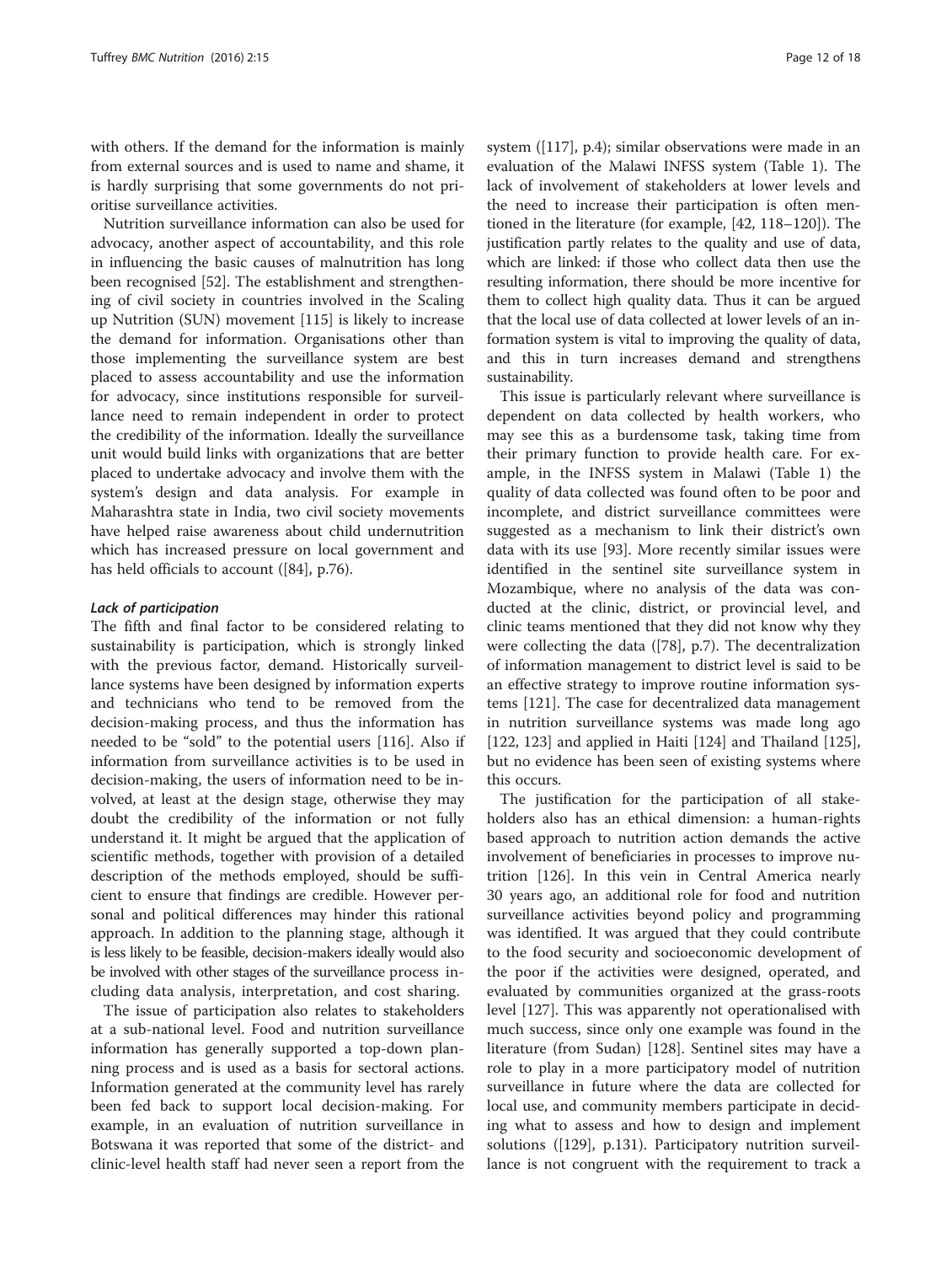with others. If the demand for the information is mainly from external sources and is used to name and shame, it is hardly surprising that some governments do not prioritise surveillance activities.

Nutrition surveillance information can also be used for advocacy, another aspect of accountability, and this role in influencing the basic causes of malnutrition has long been recognised [52]. The establishment and strengthening of civil society in countries involved in the Scaling up Nutrition (SUN) movement [115] is likely to increase the demand for information. Organisations other than those implementing the surveillance system are best placed to assess accountability and use the information for advocacy, since institutions responsible for surveillance need to remain independent in order to protect the credibility of the information. Ideally the surveillance unit would build links with organizations that are better placed to undertake advocacy and involve them with the system's design and data analysis. For example in Maharashtra state in India, two civil society movements have helped raise awareness about child undernutrition which has increased pressure on local government and has held officials to account ([84], p.76).

#### *Lack of participation*

The fifth and final factor to be considered relating to sustainability is participation, which is strongly linked with the previous factor, demand. Historically surveillance systems have been designed by information experts and technicians who tend to be removed from the decision-making process, and thus the information has needed to be "sold" to the potential users [116]. Also if information from surveillance activities is to be used in decision-making, the users of information need to be involved, at least at the design stage, otherwise they may doubt the credibility of the information or not fully understand it. It might be argued that the application of scientific methods, together with provision of a detailed description of the methods employed, should be sufficient to ensure that findings are credible. However personal and political differences may hinder this rational approach. In addition to the planning stage, although it is less likely to be feasible, decision-makers ideally would also be involved with other stages of the surveillance process including data analysis, interpretation, and cost sharing.

The issue of participation also relates to stakeholders at a sub-national level. Food and nutrition surveillance information has generally supported a top-down planning process and is used as a basis for sectoral actions. Information generated at the community level has rarely been fed back to support local decision-making. For example, in an evaluation of nutrition surveillance in Botswana it was reported that some of the district- and clinic-level health staff had never seen a report from the system ([117], p.4); similar observations were made in an evaluation of the Malawi INFSS system (Table 1). The lack of involvement of stakeholders at lower levels and the need to increase their participation is often mentioned in the literature (for example, [42, 118–120]). The justification partly relates to the quality and use of data, which are linked: if those who collect data then use the resulting information, there should be more incentive for them to collect high quality data. Thus it can be argued that the local use of data collected at lower levels of an information system is vital to improving the quality of data, and this in turn increases demand and strengthens sustainability.

This issue is particularly relevant where surveillance is dependent on data collected by health workers, who may see this as a burdensome task, taking time from their primary function to provide health care. For example, in the INFSS system in Malawi (Table 1) the quality of data collected was found often to be poor and incomplete, and district surveillance committees were suggested as a mechanism to link their district's own data with its use [93]. More recently similar issues were identified in the sentinel site surveillance system in Mozambique, where no analysis of the data was conducted at the clinic, district, or provincial level, and clinic teams mentioned that they did not know why they were collecting the data ([78], p.7). The decentralization of information management to district level is said to be an effective strategy to improve routine information systems [121]. The case for decentralized data management in nutrition surveillance systems was made long ago [122, 123] and applied in Haiti [124] and Thailand [125], but no evidence has been seen of existing systems where this occurs.

The justification for the participation of all stakeholders also has an ethical dimension: a human-rights based approach to nutrition action demands the active involvement of beneficiaries in processes to improve nutrition [126]. In this vein in Central America nearly 30 years ago, an additional role for food and nutrition surveillance activities beyond policy and programming was identified. It was argued that they could contribute to the food security and socioeconomic development of the poor if the activities were designed, operated, and evaluated by communities organized at the grass-roots level [127]. This was apparently not operationalised with much success, since only one example was found in the literature (from Sudan) [128]. Sentinel sites may have a role to play in a more participatory model of nutrition surveillance in future where the data are collected for local use, and community members participate in deciding what to assess and how to design and implement solutions ([129], p.131). Participatory nutrition surveillance is not congruent with the requirement to track a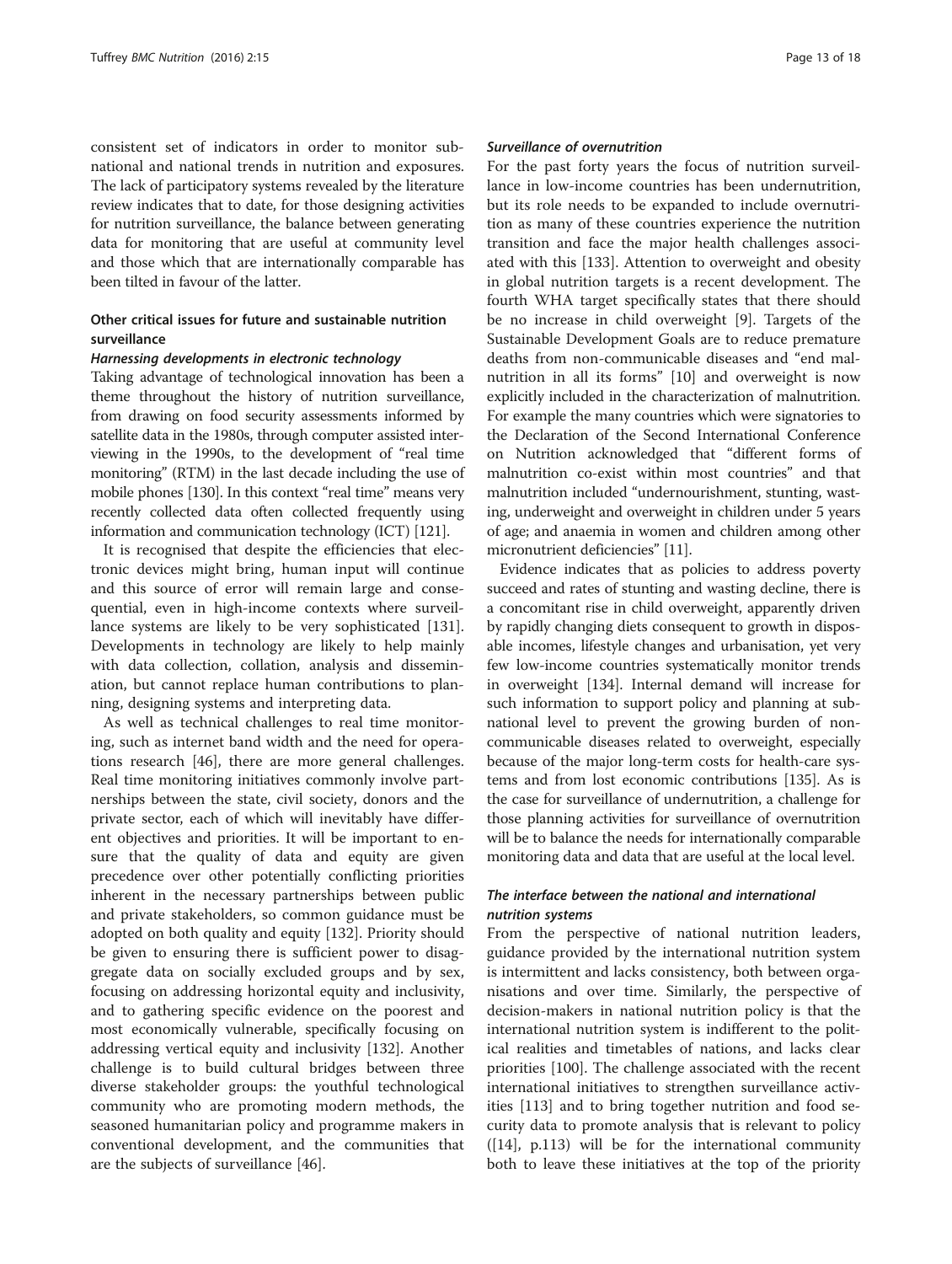consistent set of indicators in order to monitor subnational and national trends in nutrition and exposures. The lack of participatory systems revealed by the literature review indicates that to date, for those designing activities for nutrition surveillance, the balance between generating data for monitoring that are useful at community level and those which that are internationally comparable has been tilted in favour of the latter.

## Other critical issues for future and sustainable nutrition surveillance

### *Harnessing developments in electronic technology*

Taking advantage of technological innovation has been a theme throughout the history of nutrition surveillance, from drawing on food security assessments informed by satellite data in the 1980s, through computer assisted interviewing in the 1990s, to the development of "real time monitoring" (RTM) in the last decade including the use of mobile phones [130]. In this context "real time" means very recently collected data often collected frequently using information and communication technology (ICT) [121].

It is recognised that despite the efficiencies that electronic devices might bring, human input will continue and this source of error will remain large and consequential, even in high-income contexts where surveillance systems are likely to be very sophisticated [131]. Developments in technology are likely to help mainly with data collection, collation, analysis and dissemination, but cannot replace human contributions to planning, designing systems and interpreting data.

As well as technical challenges to real time monitoring, such as internet band width and the need for operations research [46], there are more general challenges. Real time monitoring initiatives commonly involve partnerships between the state, civil society, donors and the private sector, each of which will inevitably have different objectives and priorities. It will be important to ensure that the quality of data and equity are given precedence over other potentially conflicting priorities inherent in the necessary partnerships between public and private stakeholders, so common guidance must be adopted on both quality and equity [132]. Priority should be given to ensuring there is sufficient power to disaggregate data on socially excluded groups and by sex, focusing on addressing horizontal equity and inclusivity, and to gathering specific evidence on the poorest and most economically vulnerable, specifically focusing on addressing vertical equity and inclusivity [132]. Another challenge is to build cultural bridges between three diverse stakeholder groups: the youthful technological community who are promoting modern methods, the seasoned humanitarian policy and programme makers in conventional development, and the communities that are the subjects of surveillance [46].

### *Surveillance of overnutrition*

For the past forty years the focus of nutrition surveillance in low-income countries has been undernutrition, but its role needs to be expanded to include overnutrition as many of these countries experience the nutrition transition and face the major health challenges associated with this [133]. Attention to overweight and obesity in global nutrition targets is a recent development. The fourth WHA target specifically states that there should be no increase in child overweight [9]. Targets of the Sustainable Development Goals are to reduce premature deaths from non-communicable diseases and "end malnutrition in all its forms" [10] and overweight is now explicitly included in the characterization of malnutrition. For example the many countries which were signatories to the Declaration of the Second International Conference on Nutrition acknowledged that "different forms of malnutrition co-exist within most countries" and that malnutrition included "undernourishment, stunting, wasting, underweight and overweight in children under 5 years of age; and anaemia in women and children among other micronutrient deficiencies" [11].

Evidence indicates that as policies to address poverty succeed and rates of stunting and wasting decline, there is a concomitant rise in child overweight, apparently driven by rapidly changing diets consequent to growth in disposable incomes, lifestyle changes and urbanisation, yet very few low-income countries systematically monitor trends in overweight [134]. Internal demand will increase for such information to support policy and planning at subnational level to prevent the growing burden of non-communicable diseases related to overweight, especially because of the major long-term costs for health-care systems and from lost economic contributions [135]. As is the case for surveillance of undernutrition, a challenge for those planning activities for surveillance of overnutrition will be to balance the needs for internationally comparable monitoring data and data that are useful at the local level.

### *The interface between the national and international nutrition systems*

From the perspective of national nutrition leaders, guidance provided by the international nutrition system is intermittent and lacks consistency, both between organisations and over time. Similarly, the perspective of decision-makers in national nutrition policy is that the international nutrition system is indifferent to the political realities and timetables of nations, and lacks clear priorities [100]. The challenge associated with the recent international initiatives to strengthen surveillance activities [113] and to bring together nutrition and food security data to promote analysis that is relevant to policy ([14], p.113) will be for the international community both to leave these initiatives at the top of the priority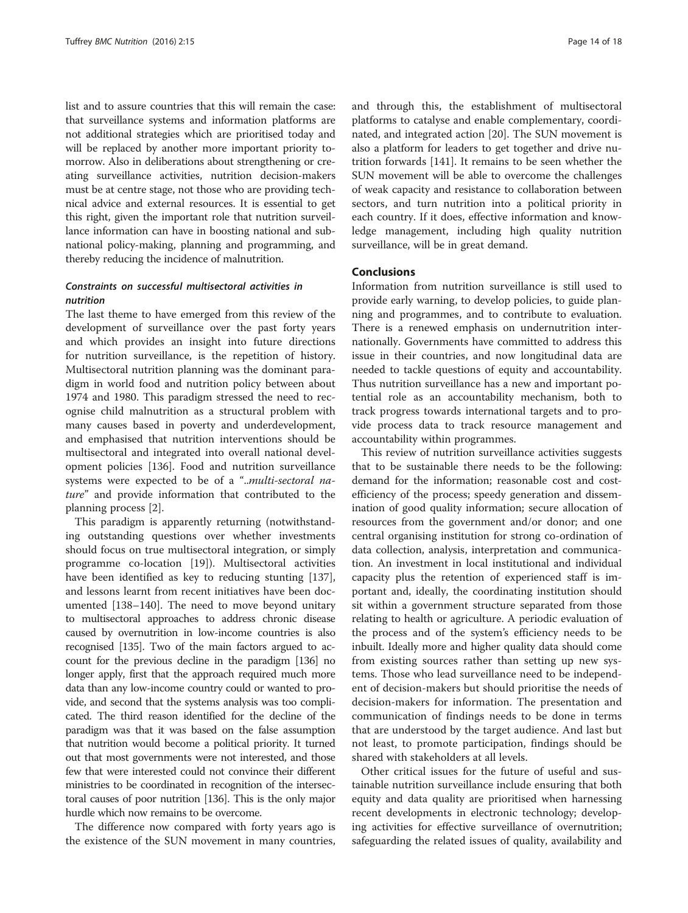list and to assure countries that this will remain the case: that surveillance systems and information platforms are not additional strategies which are prioritised today and will be replaced by another more important priority tomorrow. Also in deliberations about strengthening or creating surveillance activities, nutrition decision-makers must be at centre stage, not those who are providing technical advice and external resources. It is essential to get this right, given the important role that nutrition surveillance information can have in boosting national and subnational policy-making, planning and programming, and thereby reducing the incidence of malnutrition.

### *Constraints on successful multisectoral activities in nutrition*

The last theme to have emerged from this review of the development of surveillance over the past forty years and which provides an insight into future directions for nutrition surveillance, is the repetition of history. Multisectoral nutrition planning was the dominant paradigm in world food and nutrition policy between about 1974 and 1980. This paradigm stressed the need to recognise child malnutrition as a structural problem with many causes based in poverty and underdevelopment, and emphasised that nutrition interventions should be multisectoral and integrated into overall national development policies [136]. Food and nutrition surveillance systems were expected to be of a "..*multi-sectoral nature*" and provide information that contributed to the planning process [2].

This paradigm is apparently returning (notwithstanding outstanding questions over whether investments should focus on true multisectoral integration, or simply programme co-location [19]). Multisectoral activities have been identified as key to reducing stunting [137], and lessons learnt from recent initiatives have been documented [138–140]. The need to move beyond unitary to multisectoral approaches to address chronic disease caused by overnutrition in low-income countries is also recognised [135]. Two of the main factors argued to account for the previous decline in the paradigm [136] no longer apply, first that the approach required much more data than any low-income country could or wanted to provide, and second that the systems analysis was too complicated. The third reason identified for the decline of the paradigm was that it was based on the false assumption that nutrition would become a political priority. It turned out that most governments were not interested, and those few that were interested could not convince their different ministries to be coordinated in recognition of the intersectoral causes of poor nutrition [136]. This is the only major hurdle which now remains to be overcome.

The difference now compared with forty years ago is the existence of the SUN movement in many countries, and through this, the establishment of multisectoral platforms to catalyse and enable complementary, coordinated, and integrated action [20]. The SUN movement is also a platform for leaders to get together and drive nutrition forwards [141]. It remains to be seen whether the SUN movement will be able to overcome the challenges of weak capacity and resistance to collaboration between sectors, and turn nutrition into a political priority in each country. If it does, effective information and knowledge management, including high quality nutrition surveillance, will be in great demand.

## Conclusions

Information from nutrition surveillance is still used to provide early warning, to develop policies, to guide planning and programmes, and to contribute to evaluation. There is a renewed emphasis on undernutrition internationally. Governments have committed to address this issue in their countries, and now longitudinal data are needed to tackle questions of equity and accountability. Thus nutrition surveillance has a new and important potential role as an accountability mechanism, both to track progress towards international targets and to provide process data to track resource management and accountability within programmes.

This review of nutrition surveillance activities suggests that to be sustainable there needs to be the following: demand for the information; reasonable cost and cost-efficiency of the process; speedy generation and dissemination of good quality information; secure allocation of resources from the government and/or donor; and one central organising institution for strong co-ordination of data collection, analysis, interpretation and communication. An investment in local institutional and individual capacity plus the retention of experienced staff is important and, ideally, the coordinating institution should sit within a government structure separated from those relating to health or agriculture. A periodic evaluation of the process and of the system's efficiency needs to be inbuilt. Ideally more and higher quality data should come from existing sources rather than setting up new systems. Those who lead surveillance need to be independent of decision-makers but should prioritise the needs of decision-makers for information. The presentation and communication of findings needs to be done in terms that are understood by the target audience. And last but not least, to promote participation, findings should be shared with stakeholders at all levels.

Other critical issues for the future of useful and sustainable nutrition surveillance include ensuring that both equity and data quality are prioritised when harnessing recent developments in electronic technology; developing activities for effective surveillance of overnutrition; safeguarding the related issues of quality, availability and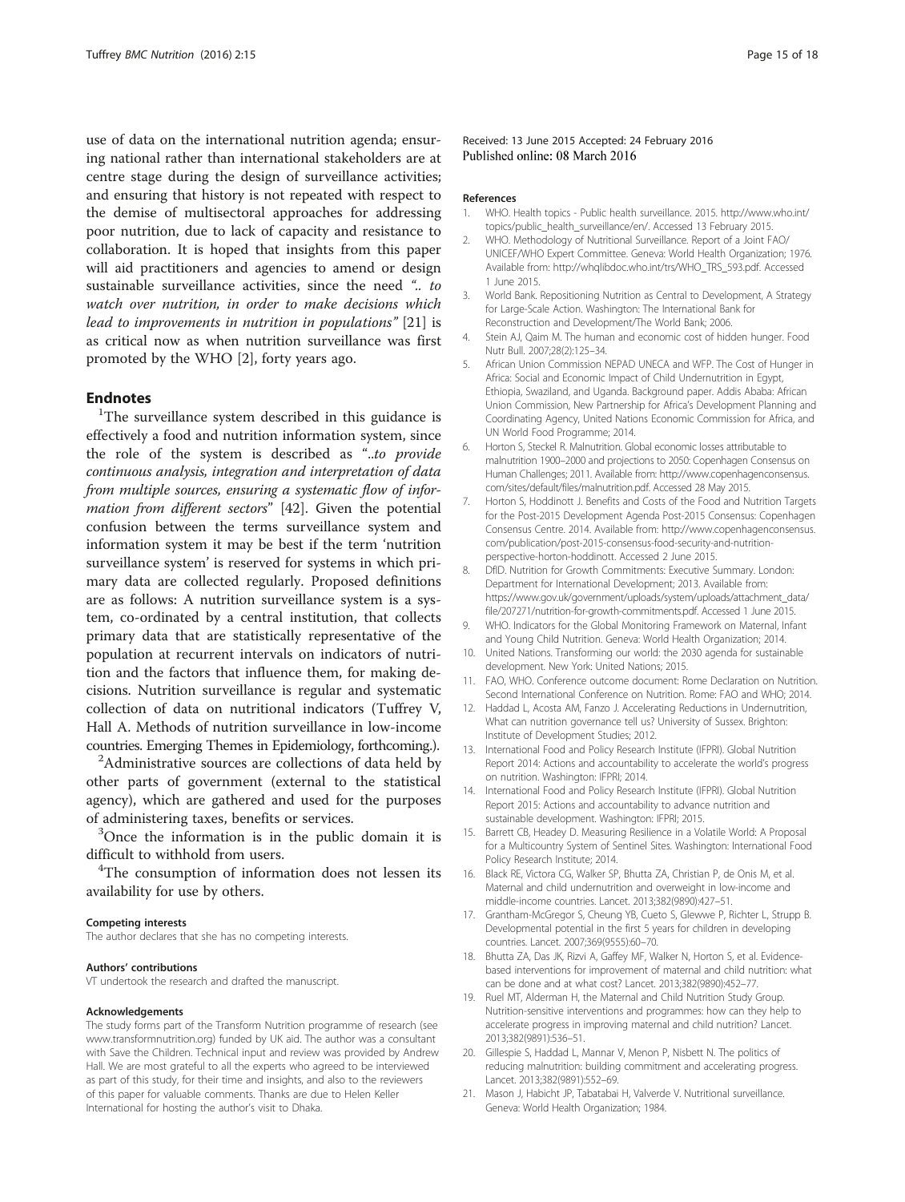use of data on the international nutrition agenda; ensuring national rather than international stakeholders are at centre stage during the design of surveillance activities; and ensuring that history is not repeated with respect to the demise of multisectoral approaches for addressing poor nutrition, due to lack of capacity and resistance to collaboration. It is hoped that insights from this paper will aid practitioners and agencies to amend or design sustainable surveillance activities, since the need *".. to watch over nutrition, in order to make decisions which lead to improvements in nutrition in populations"* [21] is as critical now as when nutrition surveillance was first promoted by the WHO [2], forty years ago.

## Endnotes

[1]The surveillance system described in this guidance is effectively a food and nutrition information system, since the role of the system is described as *"..to provide continuous analysis, integration and interpretation of data from multiple sources, ensuring a systematic flow of information from different sectors"* [42]. Given the potential confusion between the terms surveillance system and information system it may be best if the term 'nutrition surveillance system' is reserved for systems in which primary data are collected regularly. Proposed definitions are as follows: A nutrition surveillance system is a system, co-ordinated by a central institution, that collects primary data that are statistically representative of the population at recurrent intervals on indicators of nutrition and the factors that influence them, for making decisions. Nutrition surveillance is regular and systematic collection of data on nutritional indicators (Tuffrey V, Hall A. Methods of nutrition surveillance in low-income countries. Emerging Themes in Epidemiology, forthcoming.).

[2]Administrative sources are collections of data held by other parts of government (external to the statistical agency), which are gathered and used for the purposes of administering taxes, benefits or services.

[3]Once the information is in the public domain it is difficult to withhold from users.

[4]The consumption of information does not lessen its availability for use by others.

#### Competing interests
The author declares that she has no competing interests.

#### Authors' contributions
VT undertook the research and drafted the manuscript.

#### Acknowledgements
The study forms part of the Transform Nutrition programme of research (see www.transformnutrition.org) funded by UK aid. The author was a consultant with Save the Children. Technical input and review was provided by Andrew Hall. We are most grateful to all the experts who agreed to be interviewed as part of this study, for their time and insights, and also to the reviewers of this paper for valuable comments. Thanks are due to Helen Keller International for hosting the author's visit to Dhaka.

Received: 13 June 2015 Accepted: 24 February 2016
Published online: 08 March 2016

#### References

1. WHO. Health topics - Public health surveillance. 2015. http://www.who.int/topics/public_health_surveillance/en/. Accessed 13 February 2015.
2. WHO. Methodology of Nutritional Surveillance. Report of a Joint FAO/UNICEF/WHO Expert Committee. Geneva: World Health Organization; 1976. Available from: http://whqlibdoc.who.int/trs/WHO_TRS_593.pdf. Accessed 1 June 2015.
3. World Bank. Repositioning Nutrition as Central to Development, A Strategy for Large-Scale Action. Washington: The International Bank for Reconstruction and Development/The World Bank; 2006.
4. Stein AJ, Qaim M. The human and economic cost of hidden hunger. Food Nutr Bull. 2007;28(2):125–34.
5. African Union Commission NEPAD UNECA and WFP. The Cost of Hunger in Africa: Social and Economic Impact of Child Undernutrition in Egypt, Ethiopia, Swaziland, and Uganda. Background paper. Addis Ababa: African Union Commission, New Partnership for Africa's Development Planning and Coordinating Agency, United Nations Economic Commission for Africa, and UN World Food Programme; 2014.
6. Horton S, Steckel R. Malnutrition. Global economic losses attributable to malnutrition 1900–2000 and projections to 2050: Copenhagen Consensus on Human Challenges; 2011. Available from: http://www.copenhagenconsensus.com/sites/default/files/malnutrition.pdf. Accessed 28 May 2015.
7. Horton S, Hoddinott J. Benefits and Costs of the Food and Nutrition Targets for the Post-2015 Development Agenda Post-2015 Consensus: Copenhagen Consensus Centre. 2014. Available from: http://www.copenhagenconsensus.com/publication/post-2015-consensus-food-security-and-nutrition-perspective-horton-hoddinott. Accessed 2 June 2015.
8. DfID. Nutrition for Growth Commitments: Executive Summary. London: Department for International Development; 2013. Available from: https://www.gov.uk/government/uploads/system/uploads/attachment_data/file/207271/nutrition-for-growth-commitments.pdf. Accessed 1 June 2015.
9. WHO. Indicators for the Global Monitoring Framework on Maternal, Infant and Young Child Nutrition. Geneva: World Health Organization; 2014.
10. United Nations. Transforming our world: the 2030 agenda for sustainable development. New York: United Nations; 2015.
11. FAO, WHO. Conference outcome document: Rome Declaration on Nutrition. Second International Conference on Nutrition. Rome: FAO and WHO; 2014.
12. Haddad L, Acosta AM, Fanzo J. Accelerating Reductions in Undernutrition, What can nutrition governance tell us? University of Sussex. Brighton: Institute of Development Studies; 2012.
13. International Food and Policy Research Institute (IFPRI). Global Nutrition Report 2014: Actions and accountability to accelerate the world's progress on nutrition. Washington: IFPRI; 2014.
14. International Food and Policy Research Institute (IFPRI). Global Nutrition Report 2015: Actions and accountability to advance nutrition and sustainable development. Washington: IFPRI; 2015.
15. Barrett CB, Headey D. Measuring Resilience in a Volatile World: A Proposal for a Multicountry System of Sentinel Sites. Washington: International Food Policy Research Institute; 2014.
16. Black RE, Victora CG, Walker SP, Bhutta ZA, Christian P, de Onis M, et al. Maternal and child undernutrition and overweight in low-income and middle-income countries. Lancet. 2013;382(9890):427–51.
17. Grantham-McGregor S, Cheung YB, Cueto S, Glewwe P, Richter L, Strupp B. Developmental potential in the first 5 years for children in developing countries. Lancet. 2007;369(9555):60–70.
18. Bhutta ZA, Das JK, Rizvi A, Gaffey MF, Walker N, Horton S, et al. Evidence-based interventions for improvement of maternal and child nutrition: what can be done and at what cost? Lancet. 2013;382(9890):452–77.
19. Ruel MT, Alderman H, the Maternal and Child Nutrition Study Group. Nutrition-sensitive interventions and programmes: how can they help to accelerate progress in improving maternal and child nutrition? Lancet. 2013;382(9891):536–51.
20. Gillespie S, Haddad L, Mannar V, Menon P, Nisbett N. The politics of reducing malnutrition: building commitment and accelerating progress. Lancet. 2013;382(9891):552–69.
21. Mason J, Habicht JP, Tabatabai H, Valverde V. Nutritional surveillance. Geneva: World Health Organization; 1984.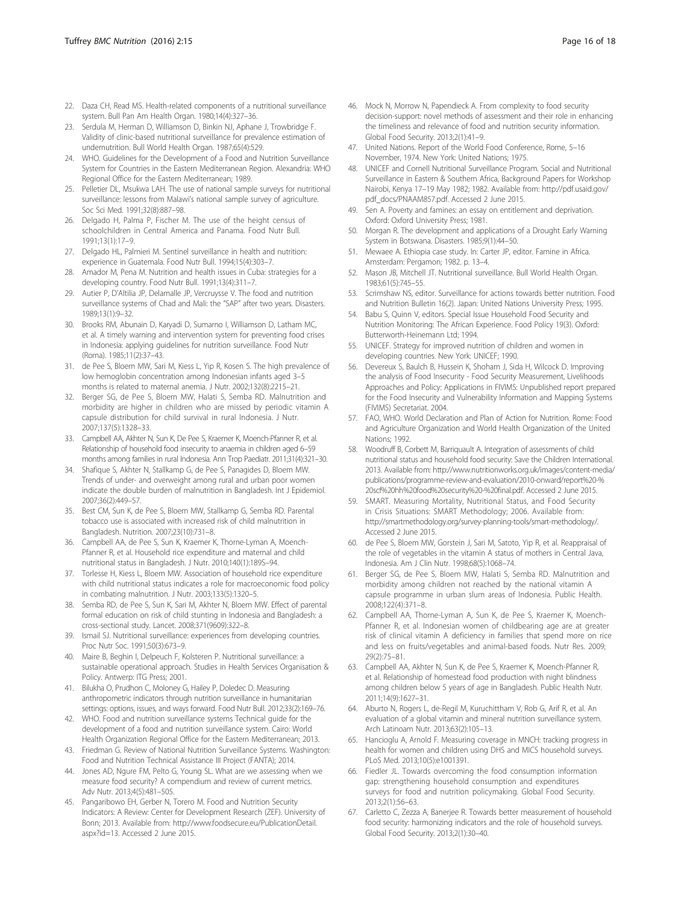22. Daza CH, Read MS. Health-related components of a nutritional surveillance system. Bull Pan Am Health Organ. 1980;14(4):327–36.
23. Serdula M, Herman D, Williamson D, Binkin NJ, Aphane J, Trowbridge F. Validity of clinic-based nutritional surveillance for prevalence estimation of undernutrition. Bull World Health Organ. 1987;65(4):529.
24. WHO. Guidelines for the Development of a Food and Nutrition Surveillance System for Countries in the Eastern Mediterranean Region. Alexandria: WHO Regional Office for the Eastern Mediterranean; 1989.
25. Pelletier DL, Msukwa LAH. The use of national sample surveys for nutritional surveillance: lessons from Malawi's national sample survey of agriculture. Soc Sci Med. 1991;32(8):887–98.
26. Delgado H, Palma P, Fischer M. The use of the height census of schoolchildren in Central America and Panama. Food Nutr Bull. 1991;13(1):17–9.
27. Delgado HL, Palmieri M. Sentinel surveillance in health and nutrition: experience in Guatemala. Food Nutr Bull. 1994;15(4):303–7.
28. Amador M, Pena M. Nutrition and health issues in Cuba: strategies for a developing country. Food Nutr Bull. 1991;13(4):311–7.
29. Autier P, D'Altilia JP, Delamalle JP, Vercruysse V. The food and nutrition surveillance systems of Chad and Mali: the "SAP" after two years. Disasters. 1989;13(1):9–32.
30. Brooks RM, Abunain D, Karyadi D, Sumarno I, Williamson D, Latham MC, et al. A timely warning and intervention system for preventing food crises in Indonesia: applying guidelines for nutrition surveillance. Food Nutr (Roma). 1985;11(2):37–43.
31. de Pee S, Bloem MW, Sari M, Kiess L, Yip R, Kosen S. The high prevalence of low hemoglobin concentration among Indonesian infants aged 3–5 months is related to maternal anemia. J Nutr. 2002;132(8):2215–21.
32. Berger SG, de Pee S, Bloem MW, Halati S, Semba RD. Malnutrition and morbidity are higher in children who are missed by periodic vitamin A capsule distribution for child survival in rural Indonesia. J Nutr. 2007;137(5):1328–33.
33. Campbell AA, Akhter N, Sun K, De Pee S, Kraemer K, Moench-Pfanner R, et al. Relationship of household food insecurity to anaemia in children aged 6–59 months among families in rural Indonesia. Ann Trop Paediatr. 2011;31(4):321–30.
34. Shafique S, Akhter N, Stallkamp G, de Pee S, Panagides D, Bloem MW. Trends of under- and overweight among rural and urban poor women indicate the double burden of malnutrition in Bangladesh. Int J Epidemiol. 2007;36(2):449–57.
35. Best CM, Sun K, de Pee S, Bloem MW, Stallkamp G, Semba RD. Parental tobacco use is associated with increased risk of child malnutrition in Bangladesh. Nutrition. 2007;23(10):731–8.
36. Campbell AA, de Pee S, Sun K, Kraemer K, Thorne-Lyman A, Moench-Pfanner R, et al. Household rice expenditure and maternal and child nutritional status in Bangladesh. J Nutr. 2010;140(1):189S–94.
37. Torlesse H, Kiess L, Bloem MW. Association of household rice expenditure with child nutritional status indicates a role for macroeconomic food policy in combating malnutrition. J Nutr. 2003;133(5):1320–5.
38. Semba RD, de Pee S, Sun K, Sari M, Akhter N, Bloem MW. Effect of parental formal education on risk of child stunting in Indonesia and Bangladesh: a cross-sectional study. Lancet. 2008;371(9609):322–8.
39. Ismail SJ. Nutritional surveillance: experiences from developing countries. Proc Nutr Soc. 1991;50(3):673–9.
40. Maire B, Beghin I, Delpeuch F, Kolsteren P. Nutritional surveillance: a sustainable operational approach. Studies in Health Services Organisation & Policy. Antwerp: ITG Press; 2001.
41. Bilukha O, Prudhon C, Moloney G, Hailey P, Doledec D. Measuring anthropometric indicators through nutrition surveillance in humanitarian settings: options, issues, and ways forward. Food Nutr Bull. 2012;33(2):169–76.
42. WHO. Food and nutrition surveillance systems Technical guide for the development of a food and nutrition surveillance system. Cairo: World Health Organization Regional Office for the Eastern Mediterranean; 2013.
43. Friedman G. Review of National Nutrition Surveillance Systems. Washington: Food and Nutrition Technical Assistance III Project (FANTA); 2014.
44. Jones AD, Ngure FM, Pelto G, Young SL. What are we assessing when we measure food security? A compendium and review of current metrics. Adv Nutr. 2013;4(5):481–505.
45. Pangaribowo EH, Gerber N, Torero M. Food and Nutrition Security Indicators: A Review: Center for Development Research (ZEF). University of Bonn; 2013. Available from: http://www.foodsecure.eu/PublicationDetail.aspx?id=13. Accessed 2 June 2015.
46. Mock N, Morrow N, Papendieck A. From complexity to food security decision-support: novel methods of assessment and their role in enhancing the timeliness and relevance of food and nutrition security information. Global Food Security. 2013;2(1):41–9.
47. United Nations. Report of the World Food Conference, Rome, 5–16 November, 1974. New York: United Nations; 1975.
48. UNICEF and Cornell Nutritional Surveillance Program. Social and Nutritional Surveillance in Eastern & Southern Africa, Background Papers for Workshop Nairobi, Kenya 17–19 May 1982; 1982. Available from: http://pdf.usaid.gov/pdf_docs/PNAAM857.pdf. Accessed 2 June 2015.
49. Sen A. Poverty and famines: an essay on entitlement and deprivation. Oxford: Oxford University Press; 1981.
50. Morgan R. The development and applications of a Drought Early Warning System in Botswana. Disasters. 1985;9(1):44–50.
51. Mewaee A. Ethiopia case study. In: Carter JP, editor. Famine in Africa. Amsterdam: Pergamon; 1982. p. 13–4.
52. Mason JB, Mitchell JT. Nutritional surveillance. Bull World Health Organ. 1983;61(5):745–55.
53. Scrimshaw NS, editor. Surveillance for actions towards better nutrition. Food and Nutrition Bulletin 16(2). Japan: United Nations University Press; 1995.
54. Babu S, Quinn V, editors. Special Issue Household Food Security and Nutrition Monitoring: The African Experience. Food Policy 19(3). Oxford: Butterworth-Heinemann Ltd; 1994.
55. UNICEF. Strategy for improved nutrition of children and women in developing countries. New York: UNICEF; 1990.
56. Devereux S, Baulch B, Hussein K, Shoham J, Sida H, Wilcock D. Improving the analysis of Food Insecurity - Food Security Measurement, Livelihoods Approaches and Policy: Applications in FIVIMS: Unpublished report prepared for the Food Insecurity and Vulnerability Information and Mapping Systems (FIVIMS) Secretariat. 2004.
57. FAO, WHO. World Declaration and Plan of Action for Nutrition. Rome: Food and Agriculture Organization and World Health Organization of the United Nations; 1992.
58. Woodruff B, Corbett M, Barriquault A. Integration of assessments of child nutritional status and household food security: Save the Children International. 2013. Available from: http://www.nutritionworks.org.uk/images/content-media/publications/programme-review-and-evaluation/2010-onward/report%20-%20scf%20hh%20food%20security%20-%20final.pdf. Accessed 2 June 2015.
59. SMART. Measuring Mortality, Nutritional Status, and Food Security in Crisis Situations: SMART Methodology; 2006. Available from: http://smartmethodology.org/survey-planning-tools/smart-methodology/. Accessed 2 June 2015.
60. de Pee S, Bloem MW, Gorstein J, Sari M, Satoto, Yip R, et al. Reappraisal of the role of vegetables in the vitamin A status of mothers in Central Java, Indonesia. Am J Clin Nutr. 1998;68(5):1068–74.
61. Berger SG, de Pee S, Bloem MW, Halati S, Semba RD. Malnutrition and morbidity among children not reached by the national vitamin A capsule programme in urban slum areas of Indonesia. Public Health. 2008;122(4):371–8.
62. Campbell AA, Thorne-Lyman A, Sun K, de Pee S, Kraemer K, Moench-Pfanner R, et al. Indonesian women of childbearing age are at greater risk of clinical vitamin A deficiency in families that spend more on rice and less on fruits/vegetables and animal-based foods. Nutr Res. 2009;29(2):75–81.
63. Campbell AA, Akhter N, Sun K, de Pee S, Kraemer K, Moench-Pfanner R, et al. Relationship of homestead food production with night blindness among children below 5 years of age in Bangladesh. Public Health Nutr. 2011;14(9):1627–31.
64. Aburto N, Rogers L, de-Regil M, Kuruchittham V, Rob G, Arif R, et al. An evaluation of a global vitamin and mineral nutrition surveillance system. Arch Latinoam Nutr. 2013;63(2):105–13.
65. Hancioglu A, Arnold F. Measuring coverage in MNCH: tracking progress in health for women and children using DHS and MICS household surveys. PLoS Med. 2013;10(5):e1001391.
66. Fiedler JL. Towards overcoming the food consumption information gap: strengthening household consumption and expenditures surveys for food and nutrition policymaking. Global Food Security. 2013;2(1):56–63.
67. Carletto C, Zezza A, Banerjee R. Towards better measurement of household food security: harmonizing indicators and the role of household surveys. Global Food Security. 2013;2(1):30–40.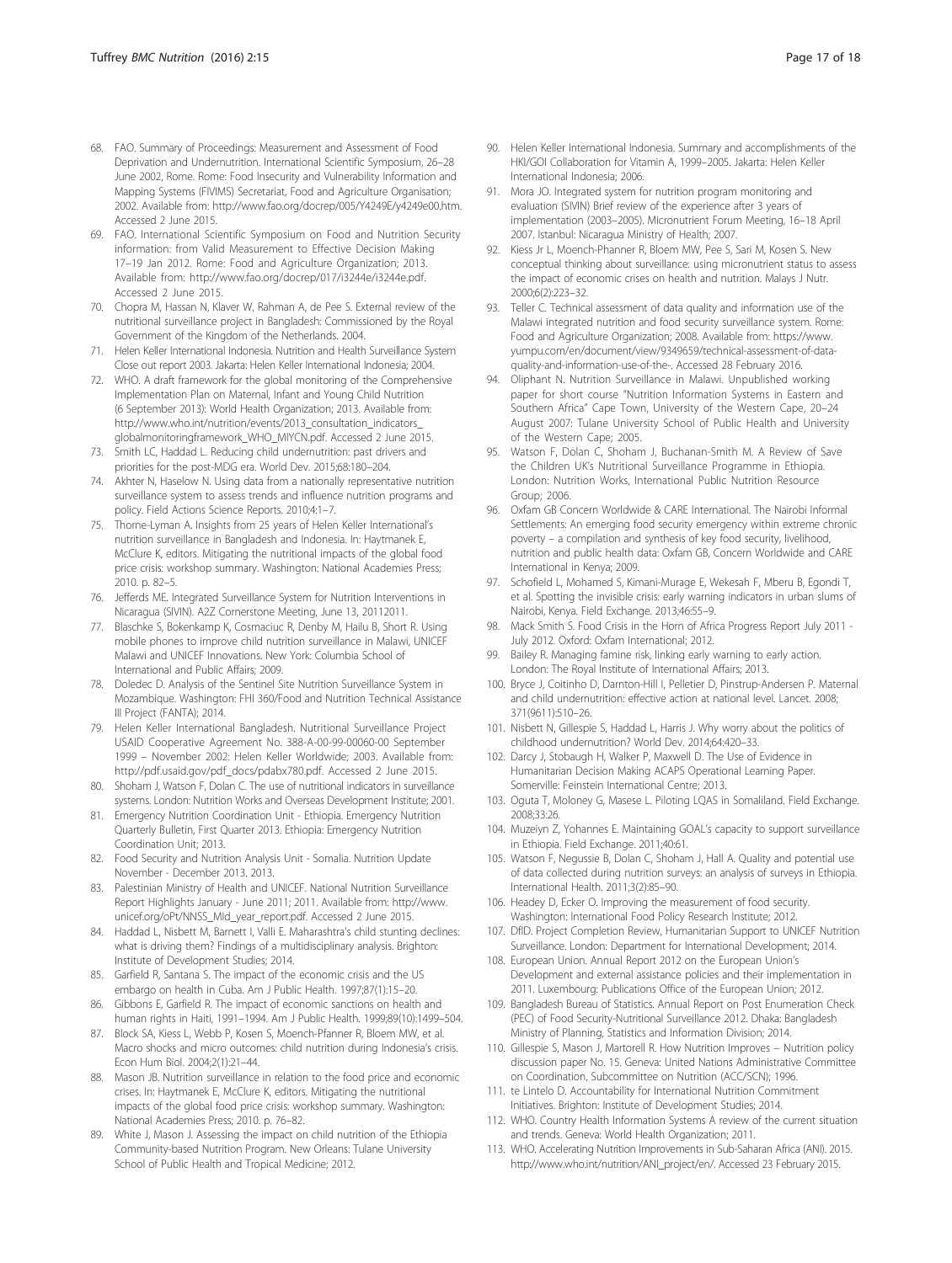68. FAO. Summary of Proceedings: Measurement and Assessment of Food Deprivation and Undernutrition. International Scientific Symposium, 26–28 June 2002, Rome. Rome: Food Insecurity and Vulnerability Information and Mapping Systems (FIVIMS) Secretariat, Food and Agriculture Organisation; 2002. Available from: http://www.fao.org/docrep/005/Y4249E/y4249e00.htm. Accessed 2 June 2015.
69. FAO. International Scientific Symposium on Food and Nutrition Security information: from Valid Measurement to Effective Decision Making 17–19 Jan 2012. Rome: Food and Agriculture Organization; 2013. Available from: http://www.fao.org/docrep/017/i3244e/i3244e.pdf. Accessed 2 June 2015.
70. Chopra M, Hassan N, Klaver W, Rahman A, de Pee S. External review of the nutritional surveillance project in Bangladesh: Commissioned by the Royal Government of the Kingdom of the Netherlands. 2004.
71. Helen Keller International Indonesia. Nutrition and Health Surveillance System Close out report 2003. Jakarta: Helen Keller International Indonesia; 2004.
72. WHO. A draft framework for the global monitoring of the Comprehensive Implementation Plan on Maternal, Infant and Young Child Nutrition (6 September 2013): World Health Organization; 2013. Available from: http://www.who.int/nutrition/events/2013_consultation_indicators_globalmonitoringframework_WHO_MIYCN.pdf. Accessed 2 June 2015.
73. Smith LC, Haddad L. Reducing child undernutrition: past drivers and priorities for the post-MDG era. World Dev. 2015;68:180–204.
74. Akhter N, Haselow N. Using data from a nationally representative nutrition surveillance system to assess trends and influence nutrition programs and policy. Field Actions Science Reports. 2010;4:1–7.
75. Thorne-Lyman A. Insights from 25 years of Helen Keller International's nutrition surveillance in Bangladesh and Indonesia. In: Haytmanek E, McClure K, editors. Mitigating the nutritional impacts of the global food price crisis: workshop summary. Washington: National Academies Press; 2010. p. 82–5.
76. Jefferds ME. Integrated Surveillance System for Nutrition Interventions in Nicaragua (SIVIN). A2Z Cornerstone Meeting, June 13, 20112011.
77. Blaschke S, Bokenkamp K, Cosmaciuc R, Denby M, Hailu B, Short R. Using mobile phones to improve child nutrition surveillance in Malawi, UNICEF Malawi and UNICEF Innovations. New York: Columbia School of International and Public Affairs; 2009.
78. Doledec D. Analysis of the Sentinel Site Nutrition Surveillance System in Mozambique. Washington: FHI 360/Food and Nutrition Technical Assistance III Project (FANTA); 2014.
79. Helen Keller International Bangladesh. Nutritional Surveillance Project USAID Cooperative Agreement No. 388-A-00-99-00060-00 September 1999 – November 2002: Helen Keller Worldwide; 2003. Available from: http://pdf.usaid.gov/pdf_docs/pdabx780.pdf. Accessed 2 June 2015.
80. Shoham J, Watson F, Dolan C. The use of nutritional indicators in surveillance systems. London: Nutrition Works and Overseas Development Institute; 2001.
81. Emergency Nutrition Coordination Unit - Ethiopia. Emergency Nutrition Quarterly Bulletin, First Quarter 2013. Ethiopia: Emergency Nutrition Coordination Unit; 2013.
82. Food Security and Nutrition Analysis Unit - Somalia. Nutrition Update November - December 2013. 2013.
83. Palestinian Ministry of Health and UNICEF. National Nutrition Surveillance Report Highlights January - June 2011; 2011. Available from: http://www.unicef.org/oPt/NNSS_MId_year_report.pdf. Accessed 2 June 2015.
84. Haddad L, Nisbett M, Barnett I, Valli E. Maharashtra's child stunting declines: what is driving them? Findings of a multidisciplinary analysis. Brighton: Institute of Development Studies; 2014.
85. Garfield R, Santana S. The impact of the economic crisis and the US embargo on health in Cuba. Am J Public Health. 1997;87(1):15–20.
86. Gibbons E, Garfield R. The impact of economic sanctions on health and human rights in Haiti, 1991–1994. Am J Public Health. 1999;89(10):1499–504.
87. Block SA, Kiess L, Webb P, Kosen S, Moench-Pfanner R, Bloem MW, et al. Macro shocks and micro outcomes: child nutrition during Indonesia's crisis. Econ Hum Biol. 2004;2(1):21–44.
88. Mason JB. Nutrition surveillance in relation to the food price and economic crises. In: Haytmanek E, McClure K, editors. Mitigating the nutritional impacts of the global food price crisis: workshop summary. Washington: National Academies Press; 2010. p. 76–82.
89. White J, Mason J. Assessing the impact on child nutrition of the Ethiopia Community-based Nutrition Program. New Orleans: Tulane University School of Public Health and Tropical Medicine; 2012.
90. Helen Keller International Indonesia. Summary and accomplishments of the HKI/GOI Collaboration for Vitamin A, 1999–2005. Jakarta: Helen Keller International Indonesia; 2006.
91. Mora JO. Integrated system for nutrition program monitoring and evaluation (SIVIN) Brief review of the experience after 3 years of implementation (2003–2005). Micronutrient Forum Meeting, 16–18 April 2007. Istanbul: Nicaragua Ministry of Health; 2007.
92. Kiess Jr L, Moench-Phanner R, Bloem MW, Pee S, Sari M, Kosen S. New conceptual thinking about surveillance: using micronutrient status to assess the impact of economic crises on health and nutrition. Malays J Nutr. 2000;6(2):223–32.
93. Teller C. Technical assessment of data quality and information use of the Malawi integrated nutrition and food security surveillance system. Rome: Food and Agriculture Organization; 2008. Available from: https://www.yumpu.com/en/document/view/9349659/technical-assessment-of-data-quality-and-information-use-of-the-. Accessed 28 February 2016.
94. Oliphant N. Nutrition Surveillance in Malawi. Unpublished working paper for short course "Nutrition Information Systems in Eastern and Southern Africa" Cape Town, University of the Western Cape, 20–24 August 2007: Tulane University School of Public Health and University of the Western Cape; 2005.
95. Watson F, Dolan C, Shoham J, Buchanan-Smith M. A Review of Save the Children UK's Nutritional Surveillance Programme in Ethiopia. London: Nutrition Works, International Public Nutrition Resource Group; 2006.
96. Oxfam GB Concern Worldwide & CARE International. The Nairobi Informal Settlements: An emerging food security emergency within extreme chronic poverty – a compilation and synthesis of key food security, livelihood, nutrition and public health data: Oxfam GB, Concern Worldwide and CARE International in Kenya; 2009.
97. Schofield L, Mohamed S, Kimani-Murage E, Wekesah F, Mberu B, Egondi T, et al. Spotting the invisible crisis: early warning indicators in urban slums of Nairobi, Kenya. Field Exchange. 2013;46:55–9.
98. Mack Smith S. Food Crisis in the Horn of Africa Progress Report July 2011 - July 2012. Oxford: Oxfam International; 2012.
99. Bailey R. Managing famine risk, linking early warning to early action. London: The Royal Institute of International Affairs; 2013.
100. Bryce J, Coitinho D, Darnton-Hill I, Pelletier D, Pinstrup-Andersen P. Maternal and child undernutrition: effective action at national level. Lancet. 2008; 371(9611):510–26.
101. Nisbett N, Gillespie S, Haddad L, Harris J. Why worry about the politics of childhood undernutrition? World Dev. 2014;64:420–33.
102. Darcy J, Stobaugh H, Walker P, Maxwell D. The Use of Evidence in Humanitarian Decision Making ACAPS Operational Learning Paper. Somerville: Feinstein International Centre; 2013.
103. Oguta T, Moloney G, Masese L. Piloting LQAS in Somaliland. Field Exchange. 2008;33:26.
104. Muzeiyn Z, Yohannes E. Maintaining GOAL's capacity to support surveillance in Ethiopia. Field Exchange. 2011;40:61.
105. Watson F, Negussie B, Dolan C, Shoham J, Hall A. Quality and potential use of data collected during nutrition surveys: an analysis of surveys in Ethiopia. International Health. 2011;3(2):85–90.
106. Headey D, Ecker O. Improving the measurement of food security. Washington: International Food Policy Research Institute; 2012.
107. DfID. Project Completion Review, Humanitarian Support to UNICEF Nutrition Surveillance. London: Department for International Development; 2014.
108. European Union. Annual Report 2012 on the European Union's Development and external assistance policies and their implementation in 2011. Luxembourg: Publications Office of the European Union; 2012.
109. Bangladesh Bureau of Statistics. Annual Report on Post Enumeration Check (PEC) of Food Security-Nutritional Surveillance 2012. Dhaka: Bangladesh Ministry of Planning, Statistics and Information Division; 2014.
110. Gillespie S, Mason J, Martorell R. How Nutrition Improves – Nutrition policy discussion paper No. 15. Geneva: United Nations Administrative Committee on Coordination, Subcommittee on Nutrition (ACC/SCN); 1996.
111. te Lintelo D. Accountability for International Nutrition Commitment Initiatives. Brighton: Institute of Development Studies; 2014.
112. WHO. Country Health Information Systems A review of the current situation and trends. Geneva: World Health Organization; 2011.
113. WHO. Accelerating Nutrition Improvements in Sub-Saharan Africa (ANI). 2015. http://www.who.int/nutrition/ANI_project/en/. Accessed 23 February 2015.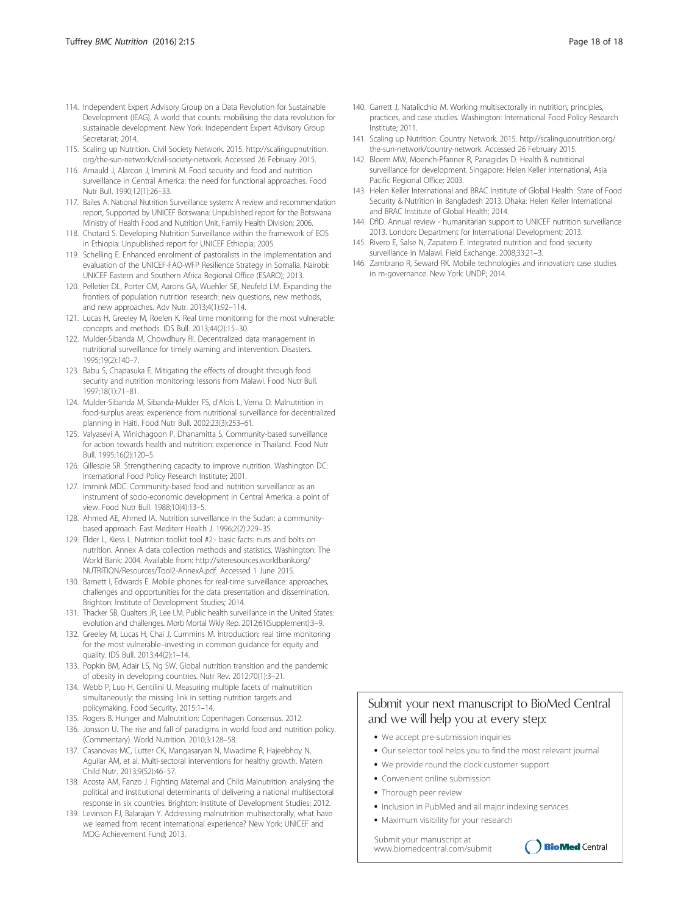114. Independent Expert Advisory Group on a Data Revolution for Sustainable Development (IEAG). A world that counts: mobilising the data revolution for sustainable development. New York: Independent Expert Advisory Group Secretariat; 2014.
115. Scaling up Nutrition. Civil Society Network. 2015. http://scalingupnutrition.org/the-sun-network/civil-society-network. Accessed 26 February 2015.
116. Arnauld J, Alarcon J, Immink M. Food security and food and nutrition surveillance in Central America: the need for functional approaches. Food Nutr Bull. 1990;12(1):26–33.
117. Bailes A. National Nutrition Surveillance system: A review and recommendation report, Supported by UNICEF Botswana: Unpublished report for the Botswana Ministry of Health Food and Nutrition Unit, Family Health Division; 2006.
118. Chotard S. Developing Nutrition Surveillance within the framework of EOS in Ethiopia: Unpublished report for UNICEF Ethiopia; 2005.
119. Schelling E. Enhanced enrolment of pastoralists in the implementation and evaluation of the UNICEF-FAO-WFP Resilience Strategy in Somalia. Nairobi: UNICEF Eastern and Southern Africa Regional Office (ESARO); 2013.
120. Pelletier DL, Porter CM, Aarons GA, Wuehler SE, Neufeld LM. Expanding the frontiers of population nutrition research: new questions, new methods, and new approaches. Adv Nutr. 2013;4(1):92–114.
121. Lucas H, Greeley M, Roelen K. Real time monitoring for the most vulnerable: concepts and methods. IDS Bull. 2013;44(2):15–30.
122. Mulder-Sibanda M, Chowdhury RI. Decentralized data management in nutritional surveillance for timely warning and intervention. Disasters. 1995;19(2):140–7.
123. Babu S, Chapasuka E. Mitigating the effects of drought through food security and nutrition monitoring: lessons from Malawi. Food Nutr Bull. 1997;18(1):71–81.
124. Mulder-Sibanda M, Sibanda-Mulder FS, d'Alois L, Verna D. Malnutrition in food-surplus areas: experience from nutritional surveillance for decentralized planning in Haiti. Food Nutr Bull. 2002;23(3):253–61.
125. Valyasevi A, Winichagoon P, Dhanamitta S. Community-based surveillance for action towards health and nutrition: experience in Thailand. Food Nutr Bull. 1995;16(2):120–5.
126. Gillespie SR. Strengthening capacity to improve nutrition. Washington DC: International Food Policy Research Institute; 2001.
127. Immink MDC. Community-based food and nutrition surveillance as an instrument of socio-economic development in Central America: a point of view. Food Nutr Bull. 1988;10(4):13–5.
128. Ahmed AE, Ahmed IA. Nutrition surveillance in the Sudan: a community-based approach. East Mediterr Health J. 1996;2(2):229–35.
129. Elder L, Kiess L. Nutrition toolkit tool #2:- basic facts: nuts and bolts on nutrition. Annex A data collection methods and statistics. Washington: The World Bank; 2004. Available from: http://siteresources.worldbank.org/NUTRITION/Resources/Tool2-AnnexA.pdf. Accessed 1 June 2015.
130. Barnett I, Edwards E. Mobile phones for real-time surveillance: approaches, challenges and opportunities for the data presentation and dissemination. Brighton: Institute of Development Studies; 2014.
131. Thacker SB, Qualters JR, Lee LM. Public health surveillance in the United States: evolution and challenges. Morb Mortal Wkly Rep. 2012;61(Supplement):3–9.
132. Greeley M, Lucas H, Chai J, Cummins M. Introduction: real time monitoring for the most vulnerable–investing in common guidance for equity and quality. IDS Bull. 2013;44(2):1–14.
133. Popkin BM, Adair LS, Ng SW. Global nutrition transition and the pandemic of obesity in developing countries. Nutr Rev. 2012;70(1):3–21.
134. Webb P, Luo H, Gentilini U. Measuring multiple facets of malnutrition simultaneously: the missing link in setting nutrition targets and policymaking. Food Security. 2015:1–14.
135. Rogers B. Hunger and Malnutrition: Copenhagen Consensus. 2012.
136. Jonsson U. The rise and fall of paradigms in world food and nutrition policy. (Commentary). World Nutrition. 2010;3:128–58.
137. Casanovas MC, Lutter CK, Mangasaryan N, Mwadime R, Hajeebhoy N, Aguilar AM, et al. Multi-sectoral interventions for healthy growth. Matern Child Nutr. 2013;9(S2):46–57.
138. Acosta AM, Fanzo J. Fighting Maternal and Child Malnutrition: analysing the political and institutional determinants of delivering a national multisectoral response in six countries. Brighton: Institute of Development Studies; 2012.
139. Levinson FJ, Balarajan Y. Addressing malnutrition multisectorally, what have we learned from recent international experience? New York: UNICEF and MDG Achievement Fund; 2013.
140. Garrett J, Natalicchio M. Working multisectorally in nutrition, principles, practices, and case studies. Washington: International Food Policy Research Institute; 2011.
141. Scaling up Nutrition. Country Network. 2015. http://scalingupnutrition.org/the-sun-network/country-network. Accessed 26 February 2015.
142. Bloem MW, Moench-Pfanner R, Panagides D. Health & nutritional surveillance for development. Singapore: Helen Keller International, Asia Pacific Regional Office; 2003.
143. Helen Keller International and BRAC Institute of Global Health. State of Food Security & Nutrition in Bangladesh 2013. Dhaka: Helen Keller International and BRAC Institute of Global Health; 2014.
144. DfID. Annual review - humanitarian support to UNICEF nutrition surveillance 2013. London: Department for International Development; 2013.
145. Rivero E, Salse N, Zapatero E. Integrated nutrition and food security surveillance in Malawi. Field Exchange. 2008;33:21–3.
146. Zambrano R, Seward RK. Mobile technologies and innovation: case studies in m-governance. New York: UNDP; 2014.

## Submit your next manuscript to BioMed Central and we will help you at every step:

- We accept pre-submission inquiries
- Our selector tool helps you to find the most relevant journal
- We provide round the clock customer support
- Convenient online submission
- Thorough peer review
- Inclusion in PubMed and all major indexing services
- Maximum visibility for your research

Submit your manuscript at
www.biomedcentral.com/submit

BioMed Central